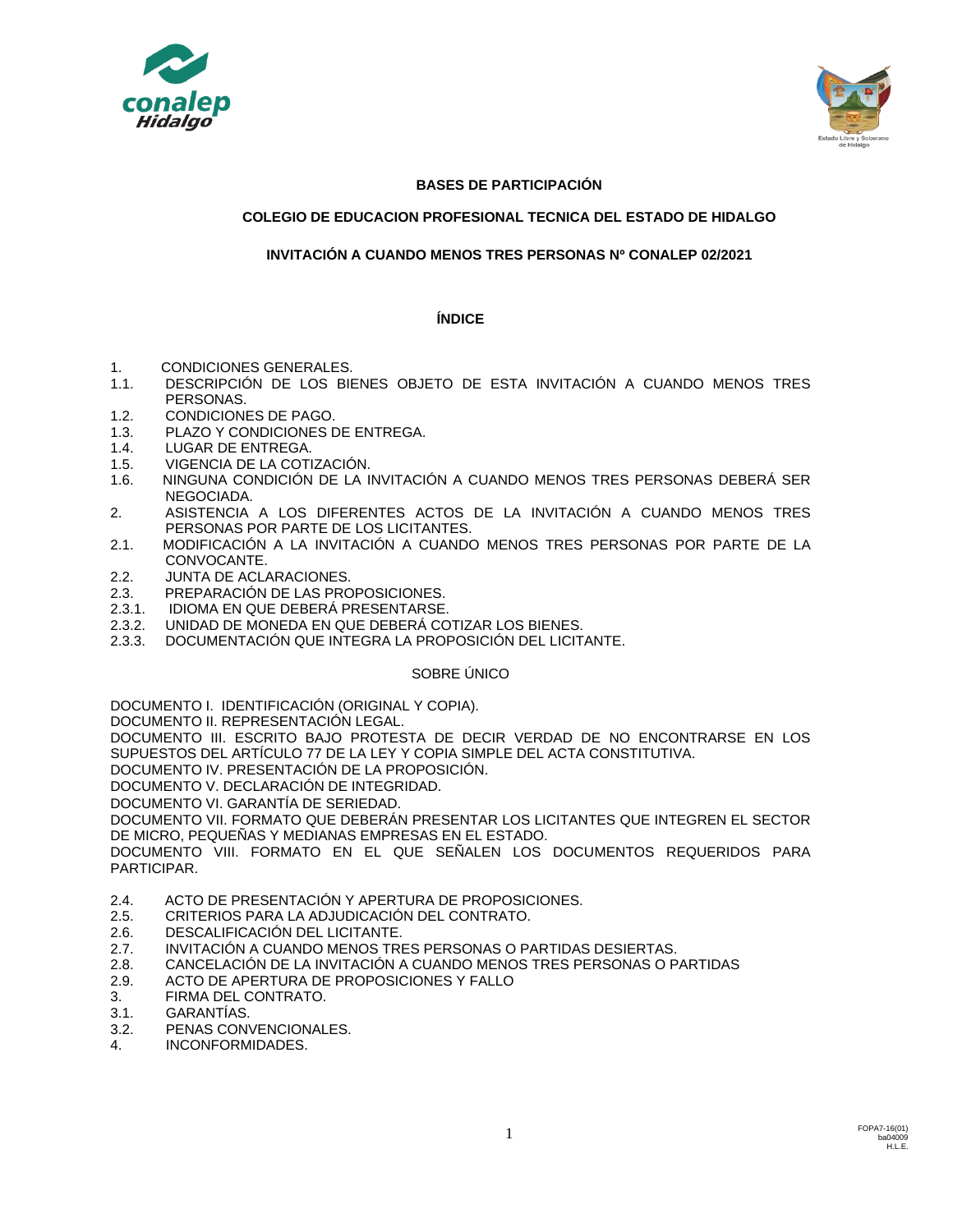**BASES DE PARTICIPACIÓN**

**COLEGIO DE EDUCACION PROFESIONAL TECNICA DEL ESTADO DE HIDALGO**

**INVITACIÓN A CUANDO MENOS TRES PERSONAS Nº CONALEP 02/2021**

## ÍNDICE

1. CONDICIONES GENERALES.
1.1. DESCRIPCIÓN DE LOS BIENES OBJETO DE ESTA INVITACIÓN A CUANDO MENOS TRES PERSONAS.
1.2. CONDICIONES DE PAGO.
1.3. PLAZO Y CONDICIONES DE ENTREGA.
1.4. LUGAR DE ENTREGA.
1.5. VIGENCIA DE LA COTIZACIÓN.
1.6. NINGUNA CONDICIÓN DE LA INVITACIÓN A CUANDO MENOS TRES PERSONAS DEBERÁ SER NEGOCIADA.
2. ASISTENCIA A LOS DIFERENTES ACTOS DE LA INVITACIÓN A CUANDO MENOS TRES PERSONAS POR PARTE DE LOS LICITANTES.
2.1. MODIFICACIÓN A LA INVITACIÓN A CUANDO MENOS TRES PERSONAS POR PARTE DE LA CONVOCANTE.
2.2. JUNTA DE ACLARACIONES.
2.3. PREPARACIÓN DE LAS PROPOSICIONES.
2.3.1. IDIOMA EN QUE DEBERÁ PRESENTARSE.
2.3.2. UNIDAD DE MONEDA EN QUE DEBERÁ COTIZAR LOS BIENES.
2.3.3. DOCUMENTACIÓN QUE INTEGRA LA PROPOSICIÓN DEL LICITANTE.

SOBRE ÚNICO

DOCUMENTO I. IDENTIFICACIÓN (ORIGINAL Y COPIA).
DOCUMENTO II. REPRESENTACIÓN LEGAL.
DOCUMENTO III. ESCRITO BAJO PROTESTA DE DECIR VERDAD DE NO ENCONTRARSE EN LOS SUPUESTOS DEL ARTÍCULO 77 DE LA LEY Y COPIA SIMPLE DEL ACTA CONSTITUTIVA.
DOCUMENTO IV. PRESENTACIÓN DE LA PROPOSICIÓN.
DOCUMENTO V. DECLARACIÓN DE INTEGRIDAD.
DOCUMENTO VI. GARANTÍA DE SERIEDAD.
DOCUMENTO VII. FORMATO QUE DEBERÁN PRESENTAR LOS LICITANTES QUE INTEGREN EL SECTOR DE MICRO, PEQUEÑAS Y MEDIANAS EMPRESAS EN EL ESTADO.
DOCUMENTO VIII. FORMATO EN EL QUE SEÑALEN LOS DOCUMENTOS REQUERIDOS PARA PARTICIPAR.

2.4. ACTO DE PRESENTACIÓN Y APERTURA DE PROPOSICIONES.
2.5. CRITERIOS PARA LA ADJUDICACIÓN DEL CONTRATO.
2.6. DESCALIFICACIÓN DEL LICITANTE.
2.7. INVITACIÓN A CUANDO MENOS TRES PERSONAS O PARTIDAS DESIERTAS.
2.8. CANCELACIÓN DE LA INVITACIÓN A CUANDO MENOS TRES PERSONAS O PARTIDAS
2.9. ACTO DE APERTURA DE PROPOSICIONES Y FALLO
3. FIRMA DEL CONTRATO.
3.1. GARANTÍAS.
3.2. PENAS CONVENCIONALES.
4. INCONFORMIDADES.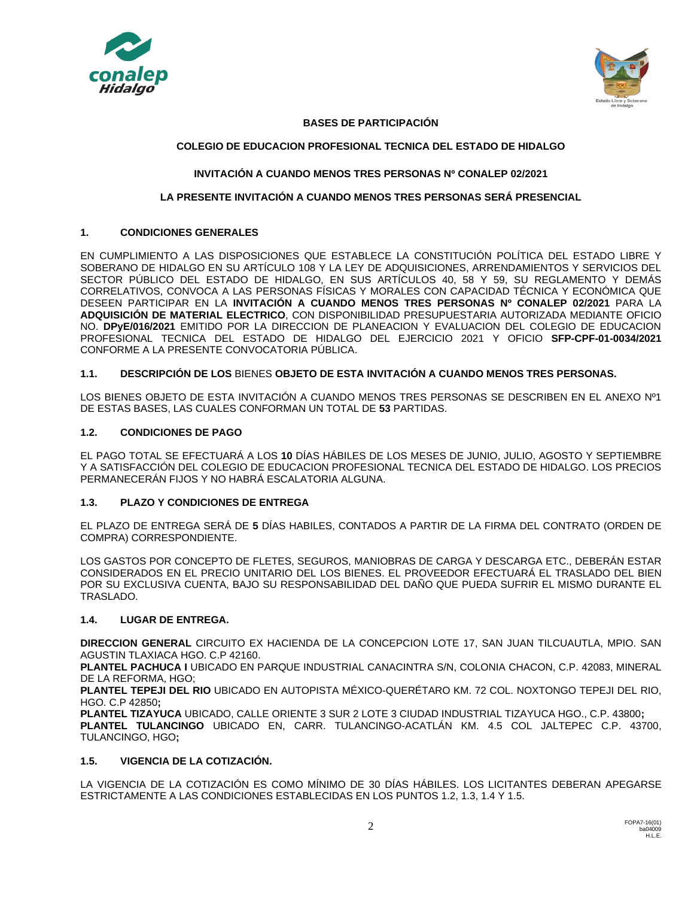**BASES DE PARTICIPACIÓN**

**COLEGIO DE EDUCACION PROFESIONAL TECNICA DEL ESTADO DE HIDALGO**

**INVITACIÓN A CUANDO MENOS TRES PERSONAS Nº CONALEP 02/2021**

**LA PRESENTE INVITACIÓN A CUANDO MENOS TRES PERSONAS SERÁ PRESENCIAL**

## 1. CONDICIONES GENERALES

EN CUMPLIMIENTO A LAS DISPOSICIONES QUE ESTABLECE LA CONSTITUCIÓN POLÍTICA DEL ESTADO LIBRE Y SOBERANO DE HIDALGO EN SU ARTÍCULO 108 Y LA LEY DE ADQUISICIONES, ARRENDAMIENTOS Y SERVICIOS DEL SECTOR PÚBLICO DEL ESTADO DE HIDALGO, EN SUS ARTÍCULOS 40, 58 Y 59, SU REGLAMENTO Y DEMÁS CORRELATIVOS, CONVOCA A LAS PERSONAS FÍSICAS Y MORALES CON CAPACIDAD TÉCNICA Y ECONÓMICA QUE DESEEN PARTICIPAR EN LA **INVITACIÓN A CUANDO MENOS TRES PERSONAS Nº CONALEP 02/2021** PARA LA **ADQUISICIÓN DE MATERIAL ELECTRICO**, CON DISPONIBILIDAD PRESUPUESTARIA AUTORIZADA MEDIANTE OFICIO NO. **DPyE/016/2021** EMITIDO POR LA DIRECCION DE PLANEACION Y EVALUACION DEL COLEGIO DE EDUCACION PROFESIONAL TECNICA DEL ESTADO DE HIDALGO DEL EJERCICIO 2021 Y OFICIO **SFP-CPF-01-0034/2021** CONFORME A LA PRESENTE CONVOCATORIA PÚBLICA.

### 1.1. DESCRIPCIÓN DE LOS BIENES OBJETO DE ESTA INVITACIÓN A CUANDO MENOS TRES PERSONAS.

LOS BIENES OBJETO DE ESTA INVITACIÓN A CUANDO MENOS TRES PERSONAS SE DESCRIBEN EN EL ANEXO Nº1 DE ESTAS BASES, LAS CUALES CONFORMAN UN TOTAL DE **53** PARTIDAS.

### 1.2. CONDICIONES DE PAGO

EL PAGO TOTAL SE EFECTUARÁ A LOS **10** DÍAS HÁBILES DE LOS MESES DE JUNIO, JULIO, AGOSTO Y SEPTIEMBRE Y A SATISFACCIÓN DEL COLEGIO DE EDUCACION PROFESIONAL TECNICA DEL ESTADO DE HIDALGO. LOS PRECIOS PERMANECERÁN FIJOS Y NO HABRÁ ESCALATORIA ALGUNA.

### 1.3. PLAZO Y CONDICIONES DE ENTREGA

EL PLAZO DE ENTREGA SERÁ DE **5** DÍAS HABILES, CONTADOS A PARTIR DE LA FIRMA DEL CONTRATO (ORDEN DE COMPRA) CORRESPONDIENTE.

LOS GASTOS POR CONCEPTO DE FLETES, SEGUROS, MANIOBRAS DE CARGA Y DESCARGA ETC., DEBERÁN ESTAR CONSIDERADOS EN EL PRECIO UNITARIO DEL LOS BIENES. EL PROVEEDOR EFECTUARÁ EL TRASLADO DEL BIEN POR SU EXCLUSIVA CUENTA, BAJO SU RESPONSABILIDAD DEL DAÑO QUE PUEDA SUFRIR EL MISMO DURANTE EL TRASLADO.

### 1.4. LUGAR DE ENTREGA.

**DIRECCION GENERAL** CIRCUITO EX HACIENDA DE LA CONCEPCION LOTE 17, SAN JUAN TILCUAUTLA, MPIO. SAN AGUSTIN TLAXIACA HGO. C.P 42160.
**PLANTEL PACHUCA I** UBICADO EN PARQUE INDUSTRIAL CANACINTRA S/N, COLONIA CHACON, C.P. 42083, MINERAL DE LA REFORMA, HGO;
**PLANTEL TEPEJI DEL RIO** UBICADO EN AUTOPISTA MÉXICO-QUERÉTARO KM. 72 COL. NOXTONGO TEPEJI DEL RIO, HGO. C.P 42850**;**
**PLANTEL TIZAYUCA** UBICADO, CALLE ORIENTE 3 SUR 2 LOTE 3 CIUDAD INDUSTRIAL TIZAYUCA HGO., C.P. 43800**;**
**PLANTEL TULANCINGO** UBICADO EN, CARR. TULANCINGO-ACATLÁN KM. 4.5 COL JALTEPEC C.P. 43700, TULANCINGO, HGO**;**

### 1.5. VIGENCIA DE LA COTIZACIÓN.

LA VIGENCIA DE LA COTIZACIÓN ES COMO MÍNIMO DE 30 DÍAS HÁBILES. LOS LICITANTES DEBERAN APEGARSE ESTRICTAMENTE A LAS CONDICIONES ESTABLECIDAS EN LOS PUNTOS 1.2, 1.3, 1.4 Y 1.5.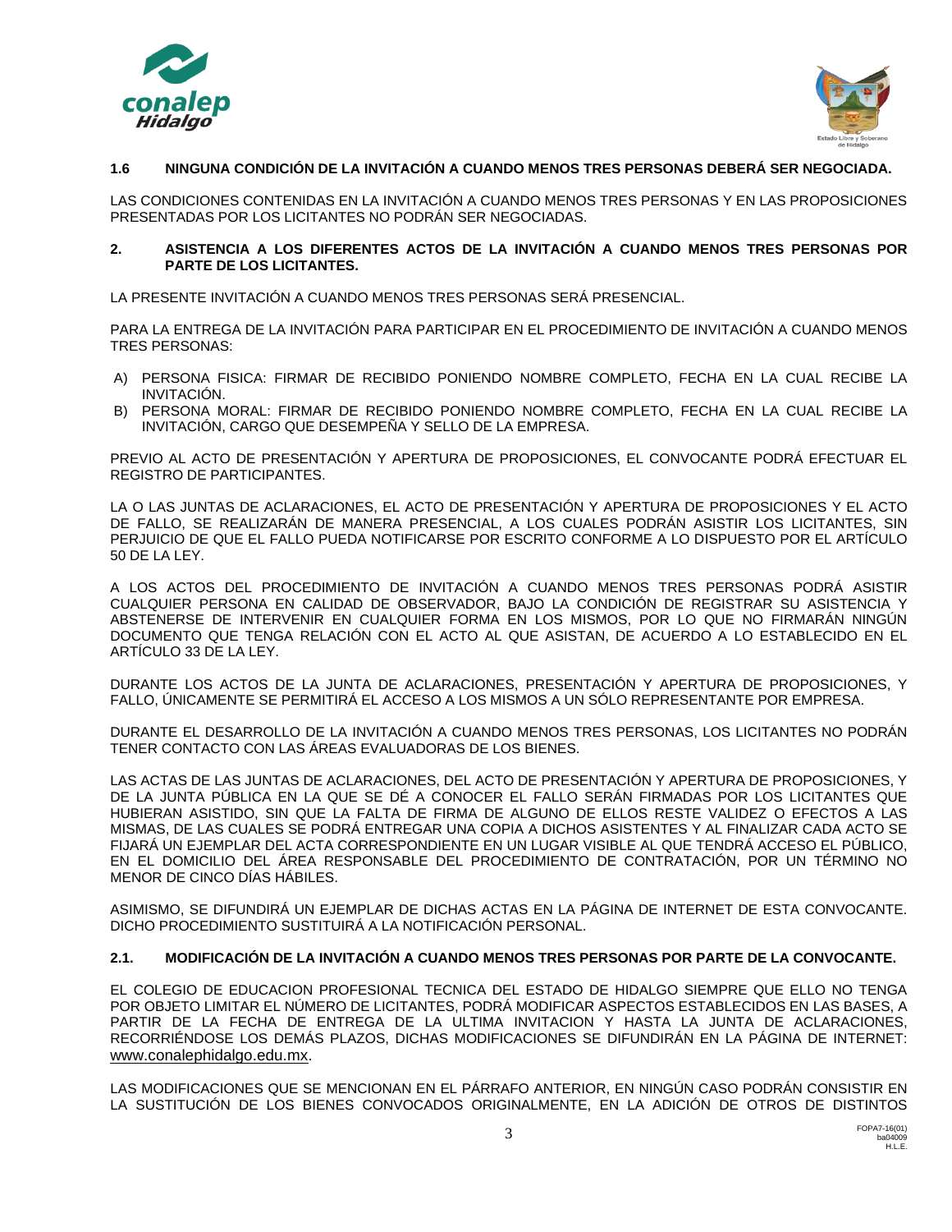### 1.6 NINGUNA CONDICIÓN DE LA INVITACIÓN A CUANDO MENOS TRES PERSONAS DEBERÁ SER NEGOCIADA.

LAS CONDICIONES CONTENIDAS EN LA INVITACIÓN A CUANDO MENOS TRES PERSONAS Y EN LAS PROPOSICIONES PRESENTADAS POR LOS LICITANTES NO PODRÁN SER NEGOCIADAS.

## 2. ASISTENCIA A LOS DIFERENTES ACTOS DE LA INVITACIÓN A CUANDO MENOS TRES PERSONAS POR PARTE DE LOS LICITANTES.

LA PRESENTE INVITACIÓN A CUANDO MENOS TRES PERSONAS SERÁ PRESENCIAL.

PARA LA ENTREGA DE LA INVITACIÓN PARA PARTICIPAR EN EL PROCEDIMIENTO DE INVITACIÓN A CUANDO MENOS TRES PERSONAS:

A) PERSONA FISICA: FIRMAR DE RECIBIDO PONIENDO NOMBRE COMPLETO, FECHA EN LA CUAL RECIBE LA INVITACIÓN.
B) PERSONA MORAL: FIRMAR DE RECIBIDO PONIENDO NOMBRE COMPLETO, FECHA EN LA CUAL RECIBE LA INVITACIÓN, CARGO QUE DESEMPEÑA Y SELLO DE LA EMPRESA.

PREVIO AL ACTO DE PRESENTACIÓN Y APERTURA DE PROPOSICIONES, EL CONVOCANTE PODRÁ EFECTUAR EL REGISTRO DE PARTICIPANTES.

LA O LAS JUNTAS DE ACLARACIONES, EL ACTO DE PRESENTACIÓN Y APERTURA DE PROPOSICIONES Y EL ACTO DE FALLO, SE REALIZARÁN DE MANERA PRESENCIAL, A LOS CUALES PODRÁN ASISTIR LOS LICITANTES, SIN PERJUICIO DE QUE EL FALLO PUEDA NOTIFICARSE POR ESCRITO CONFORME A LO DISPUESTO POR EL ARTÍCULO 50 DE LA LEY.

A LOS ACTOS DEL PROCEDIMIENTO DE INVITACIÓN A CUANDO MENOS TRES PERSONAS PODRÁ ASISTIR CUALQUIER PERSONA EN CALIDAD DE OBSERVADOR, BAJO LA CONDICIÓN DE REGISTRAR SU ASISTENCIA Y ABSTENERSE DE INTERVENIR EN CUALQUIER FORMA EN LOS MISMOS, POR LO QUE NO FIRMARÁN NINGÚN DOCUMENTO QUE TENGA RELACIÓN CON EL ACTO AL QUE ASISTAN, DE ACUERDO A LO ESTABLECIDO EN EL ARTÍCULO 33 DE LA LEY.

DURANTE LOS ACTOS DE LA JUNTA DE ACLARACIONES, PRESENTACIÓN Y APERTURA DE PROPOSICIONES, Y FALLO, ÚNICAMENTE SE PERMITIRÁ EL ACCESO A LOS MISMOS A UN SÓLO REPRESENTANTE POR EMPRESA.

DURANTE EL DESARROLLO DE LA INVITACIÓN A CUANDO MENOS TRES PERSONAS, LOS LICITANTES NO PODRÁN TENER CONTACTO CON LAS ÁREAS EVALUADORAS DE LOS BIENES.

LAS ACTAS DE LAS JUNTAS DE ACLARACIONES, DEL ACTO DE PRESENTACIÓN Y APERTURA DE PROPOSICIONES, Y DE LA JUNTA PÚBLICA EN LA QUE SE DÉ A CONOCER EL FALLO SERÁN FIRMADAS POR LOS LICITANTES QUE HUBIERAN ASISTIDO, SIN QUE LA FALTA DE FIRMA DE ALGUNO DE ELLOS RESTE VALIDEZ O EFECTOS A LAS MISMAS, DE LAS CUALES SE PODRÁ ENTREGAR UNA COPIA A DICHOS ASISTENTES Y AL FINALIZAR CADA ACTO SE FIJARÁ UN EJEMPLAR DEL ACTA CORRESPONDIENTE EN UN LUGAR VISIBLE AL QUE TENDRÁ ACCESO EL PÚBLICO, EN EL DOMICILIO DEL ÁREA RESPONSABLE DEL PROCEDIMIENTO DE CONTRATACIÓN, POR UN TÉRMINO NO MENOR DE CINCO DÍAS HÁBILES.

ASIMISMO, SE DIFUNDIRÁ UN EJEMPLAR DE DICHAS ACTAS EN LA PÁGINA DE INTERNET DE ESTA CONVOCANTE. DICHO PROCEDIMIENTO SUSTITUIRÁ A LA NOTIFICACIÓN PERSONAL.

### 2.1. MODIFICACIÓN DE LA INVITACIÓN A CUANDO MENOS TRES PERSONAS POR PARTE DE LA CONVOCANTE.

EL COLEGIO DE EDUCACION PROFESIONAL TECNICA DEL ESTADO DE HIDALGO SIEMPRE QUE ELLO NO TENGA POR OBJETO LIMITAR EL NÚMERO DE LICITANTES, PODRÁ MODIFICAR ASPECTOS ESTABLECIDOS EN LAS BASES, A PARTIR DE LA FECHA DE ENTREGA DE LA ULTIMA INVITACION Y HASTA LA JUNTA DE ACLARACIONES, RECORRIÉNDOSE LOS DEMÁS PLAZOS, DICHAS MODIFICACIONES SE DIFUNDIRÁN EN LA PÁGINA DE INTERNET: www.conalephidalgo.edu.mx.

LAS MODIFICACIONES QUE SE MENCIONAN EN EL PÁRRAFO ANTERIOR, EN NINGÚN CASO PODRÁN CONSISTIR EN LA SUSTITUCIÓN DE LOS BIENES CONVOCADOS ORIGINALMENTE, EN LA ADICIÓN DE OTROS DE DISTINTOS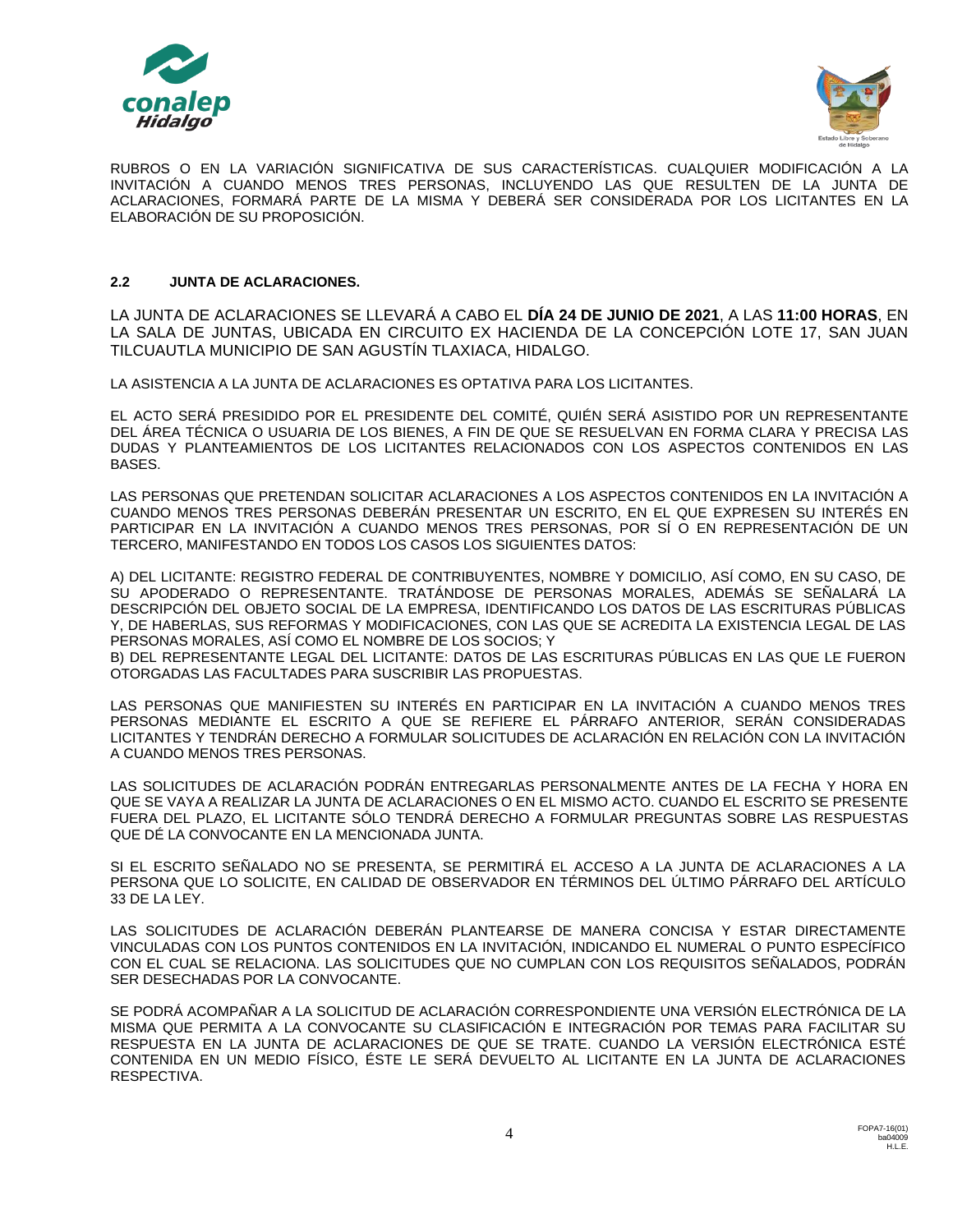RUBROS O EN LA VARIACIÓN SIGNIFICATIVA DE SUS CARACTERÍSTICAS. CUALQUIER MODIFICACIÓN A LA INVITACIÓN A CUANDO MENOS TRES PERSONAS, INCLUYENDO LAS QUE RESULTEN DE LA JUNTA DE ACLARACIONES, FORMARÁ PARTE DE LA MISMA Y DEBERÁ SER CONSIDERADA POR LOS LICITANTES EN LA ELABORACIÓN DE SU PROPOSICIÓN.

### 2.2 JUNTA DE ACLARACIONES.

LA JUNTA DE ACLARACIONES SE LLEVARÁ A CABO EL **DÍA 24 DE JUNIO DE 2021**, A LAS **11:00 HORAS**, EN LA SALA DE JUNTAS, UBICADA EN CIRCUITO EX HACIENDA DE LA CONCEPCIÓN LOTE 17, SAN JUAN TILCUAUTLA MUNICIPIO DE SAN AGUSTÍN TLAXIACA, HIDALGO.

LA ASISTENCIA A LA JUNTA DE ACLARACIONES ES OPTATIVA PARA LOS LICITANTES.

EL ACTO SERÁ PRESIDIDO POR EL PRESIDENTE DEL COMITÉ, QUIÉN SERÁ ASISTIDO POR UN REPRESENTANTE DEL ÁREA TÉCNICA O USUARIA DE LOS BIENES, A FIN DE QUE SE RESUELVAN EN FORMA CLARA Y PRECISA LAS DUDAS Y PLANTEAMIENTOS DE LOS LICITANTES RELACIONADOS CON LOS ASPECTOS CONTENIDOS EN LAS BASES.

LAS PERSONAS QUE PRETENDAN SOLICITAR ACLARACIONES A LOS ASPECTOS CONTENIDOS EN LA INVITACIÓN A CUANDO MENOS TRES PERSONAS DEBERÁN PRESENTAR UN ESCRITO, EN EL QUE EXPRESEN SU INTERÉS EN PARTICIPAR EN LA INVITACIÓN A CUANDO MENOS TRES PERSONAS, POR SÍ O EN REPRESENTACIÓN DE UN TERCERO, MANIFESTANDO EN TODOS LOS CASOS LOS SIGUIENTES DATOS:

A) DEL LICITANTE: REGISTRO FEDERAL DE CONTRIBUYENTES, NOMBRE Y DOMICILIO, ASÍ COMO, EN SU CASO, DE SU APODERADO O REPRESENTANTE. TRATÁNDOSE DE PERSONAS MORALES, ADEMÁS SE SEÑALARÁ LA DESCRIPCIÓN DEL OBJETO SOCIAL DE LA EMPRESA, IDENTIFICANDO LOS DATOS DE LAS ESCRITURAS PÚBLICAS Y, DE HABERLAS, SUS REFORMAS Y MODIFICACIONES, CON LAS QUE SE ACREDITA LA EXISTENCIA LEGAL DE LAS PERSONAS MORALES, ASÍ COMO EL NOMBRE DE LOS SOCIOS; Y
B) DEL REPRESENTANTE LEGAL DEL LICITANTE: DATOS DE LAS ESCRITURAS PÚBLICAS EN LAS QUE LE FUERON OTORGADAS LAS FACULTADES PARA SUSCRIBIR LAS PROPUESTAS.

LAS PERSONAS QUE MANIFIESTEN SU INTERÉS EN PARTICIPAR EN LA INVITACIÓN A CUANDO MENOS TRES PERSONAS MEDIANTE EL ESCRITO A QUE SE REFIERE EL PÁRRAFO ANTERIOR, SERÁN CONSIDERADAS LICITANTES Y TENDRÁN DERECHO A FORMULAR SOLICITUDES DE ACLARACIÓN EN RELACIÓN CON LA INVITACIÓN A CUANDO MENOS TRES PERSONAS.

LAS SOLICITUDES DE ACLARACIÓN PODRÁN ENTREGARLAS PERSONALMENTE ANTES DE LA FECHA Y HORA EN QUE SE VAYA A REALIZAR LA JUNTA DE ACLARACIONES O EN EL MISMO ACTO. CUANDO EL ESCRITO SE PRESENTE FUERA DEL PLAZO, EL LICITANTE SÓLO TENDRÁ DERECHO A FORMULAR PREGUNTAS SOBRE LAS RESPUESTAS QUE DÉ LA CONVOCANTE EN LA MENCIONADA JUNTA.

SI EL ESCRITO SEÑALADO NO SE PRESENTA, SE PERMITIRÁ EL ACCESO A LA JUNTA DE ACLARACIONES A LA PERSONA QUE LO SOLICITE, EN CALIDAD DE OBSERVADOR EN TÉRMINOS DEL ÚLTIMO PÁRRAFO DEL ARTÍCULO 33 DE LA LEY.

LAS SOLICITUDES DE ACLARACIÓN DEBERÁN PLANTEARSE DE MANERA CONCISA Y ESTAR DIRECTAMENTE VINCULADAS CON LOS PUNTOS CONTENIDOS EN LA INVITACIÓN, INDICANDO EL NUMERAL O PUNTO ESPECÍFICO CON EL CUAL SE RELACIONA. LAS SOLICITUDES QUE NO CUMPLAN CON LOS REQUISITOS SEÑALADOS, PODRÁN SER DESECHADAS POR LA CONVOCANTE.

SE PODRÁ ACOMPAÑAR A LA SOLICITUD DE ACLARACIÓN CORRESPONDIENTE UNA VERSIÓN ELECTRÓNICA DE LA MISMA QUE PERMITA A LA CONVOCANTE SU CLASIFICACIÓN E INTEGRACIÓN POR TEMAS PARA FACILITAR SU RESPUESTA EN LA JUNTA DE ACLARACIONES DE QUE SE TRATE. CUANDO LA VERSIÓN ELECTRÓNICA ESTÉ CONTENIDA EN UN MEDIO FÍSICO, ÉSTE LE SERÁ DEVUELTO AL LICITANTE EN LA JUNTA DE ACLARACIONES RESPECTIVA.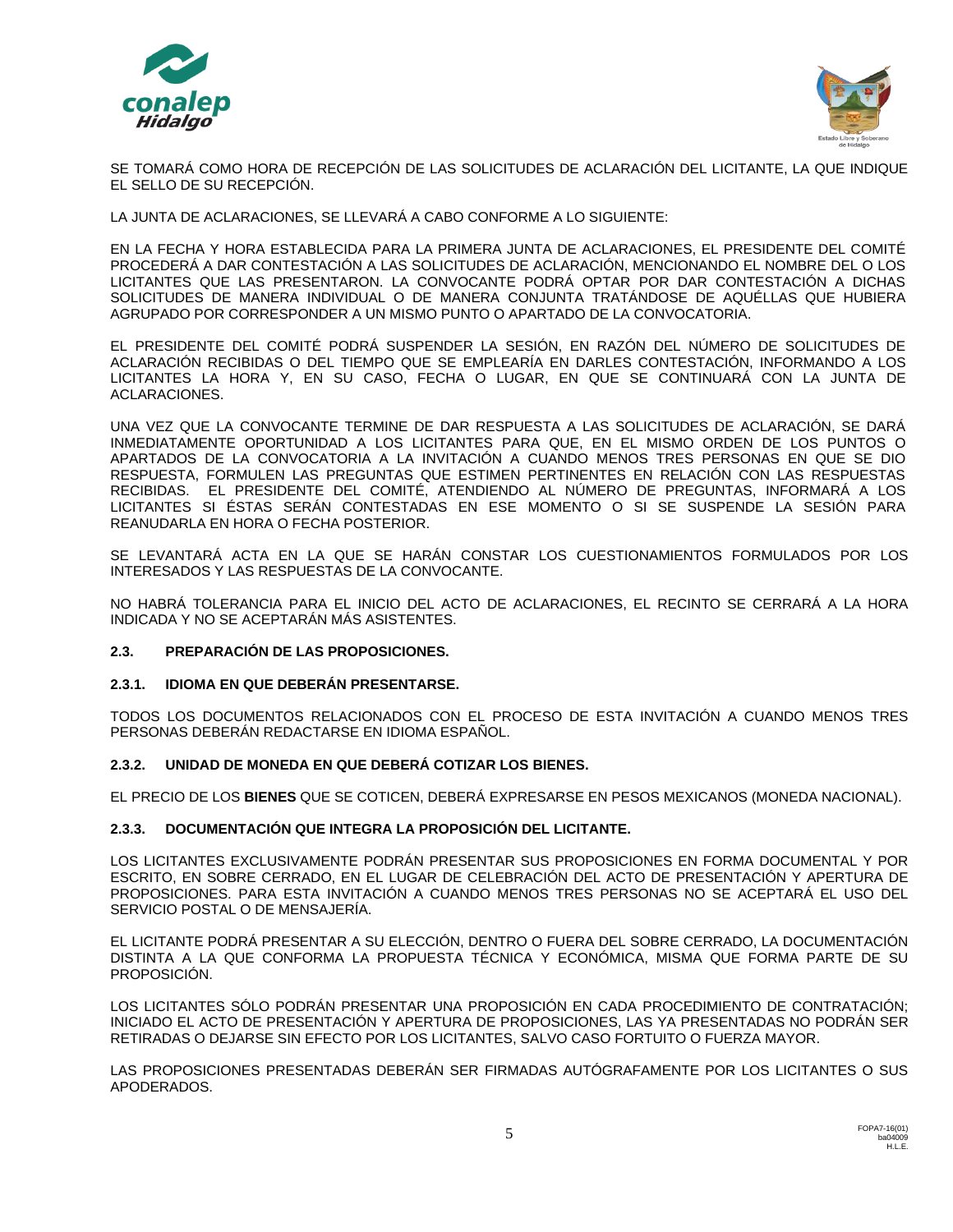SE TOMARÁ COMO HORA DE RECEPCIÓN DE LAS SOLICITUDES DE ACLARACIÓN DEL LICITANTE, LA QUE INDIQUE EL SELLO DE SU RECEPCIÓN.

LA JUNTA DE ACLARACIONES, SE LLEVARÁ A CABO CONFORME A LO SIGUIENTE:

EN LA FECHA Y HORA ESTABLECIDA PARA LA PRIMERA JUNTA DE ACLARACIONES, EL PRESIDENTE DEL COMITÉ PROCEDERÁ A DAR CONTESTACIÓN A LAS SOLICITUDES DE ACLARACIÓN, MENCIONANDO EL NOMBRE DEL O LOS LICITANTES QUE LAS PRESENTARON. LA CONVOCANTE PODRÁ OPTAR POR DAR CONTESTACIÓN A DICHAS SOLICITUDES DE MANERA INDIVIDUAL O DE MANERA CONJUNTA TRATÁNDOSE DE AQUÉLLAS QUE HUBIERA AGRUPADO POR CORRESPONDER A UN MISMO PUNTO O APARTADO DE LA CONVOCATORIA.

EL PRESIDENTE DEL COMITÉ PODRÁ SUSPENDER LA SESIÓN, EN RAZÓN DEL NÚMERO DE SOLICITUDES DE ACLARACIÓN RECIBIDAS O DEL TIEMPO QUE SE EMPLEARÍA EN DARLES CONTESTACIÓN, INFORMANDO A LOS LICITANTES LA HORA Y, EN SU CASO, FECHA O LUGAR, EN QUE SE CONTINUARÁ CON LA JUNTA DE ACLARACIONES.

UNA VEZ QUE LA CONVOCANTE TERMINE DE DAR RESPUESTA A LAS SOLICITUDES DE ACLARACIÓN, SE DARÁ INMEDIATAMENTE OPORTUNIDAD A LOS LICITANTES PARA QUE, EN EL MISMO ORDEN DE LOS PUNTOS O APARTADOS DE LA CONVOCATORIA A LA INVITACIÓN A CUANDO MENOS TRES PERSONAS EN QUE SE DIO RESPUESTA, FORMULEN LAS PREGUNTAS QUE ESTIMEN PERTINENTES EN RELACIÓN CON LAS RESPUESTAS RECIBIDAS. EL PRESIDENTE DEL COMITÉ, ATENDIENDO AL NÚMERO DE PREGUNTAS, INFORMARÁ A LOS LICITANTES SI ÉSTAS SERÁN CONTESTADAS EN ESE MOMENTO O SI SE SUSPENDE LA SESIÓN PARA REANUDARLA EN HORA O FECHA POSTERIOR.

SE LEVANTARÁ ACTA EN LA QUE SE HARÁN CONSTAR LOS CUESTIONAMIENTOS FORMULADOS POR LOS INTERESADOS Y LAS RESPUESTAS DE LA CONVOCANTE.

NO HABRÁ TOLERANCIA PARA EL INICIO DEL ACTO DE ACLARACIONES, EL RECINTO SE CERRARÁ A LA HORA INDICADA Y NO SE ACEPTARÁN MÁS ASISTENTES.

### 2.3. PREPARACIÓN DE LAS PROPOSICIONES.

#### 2.3.1. IDIOMA EN QUE DEBERÁN PRESENTARSE.

TODOS LOS DOCUMENTOS RELACIONADOS CON EL PROCESO DE ESTA INVITACIÓN A CUANDO MENOS TRES PERSONAS DEBERÁN REDACTARSE EN IDIOMA ESPAÑOL.

#### 2.3.2. UNIDAD DE MONEDA EN QUE DEBERÁ COTIZAR LOS BIENES.

EL PRECIO DE LOS **BIENES** QUE SE COTICEN, DEBERÁ EXPRESARSE EN PESOS MEXICANOS (MONEDA NACIONAL).

#### 2.3.3. DOCUMENTACIÓN QUE INTEGRA LA PROPOSICIÓN DEL LICITANTE.

LOS LICITANTES EXCLUSIVAMENTE PODRÁN PRESENTAR SUS PROPOSICIONES EN FORMA DOCUMENTAL Y POR ESCRITO, EN SOBRE CERRADO, EN EL LUGAR DE CELEBRACIÓN DEL ACTO DE PRESENTACIÓN Y APERTURA DE PROPOSICIONES. PARA ESTA INVITACIÓN A CUANDO MENOS TRES PERSONAS NO SE ACEPTARÁ EL USO DEL SERVICIO POSTAL O DE MENSAJERÍA.

EL LICITANTE PODRÁ PRESENTAR A SU ELECCIÓN, DENTRO O FUERA DEL SOBRE CERRADO, LA DOCUMENTACIÓN DISTINTA A LA QUE CONFORMA LA PROPUESTA TÉCNICA Y ECONÓMICA, MISMA QUE FORMA PARTE DE SU PROPOSICIÓN.

LOS LICITANTES SÓLO PODRÁN PRESENTAR UNA PROPOSICIÓN EN CADA PROCEDIMIENTO DE CONTRATACIÓN; INICIADO EL ACTO DE PRESENTACIÓN Y APERTURA DE PROPOSICIONES, LAS YA PRESENTADAS NO PODRÁN SER RETIRADAS O DEJARSE SIN EFECTO POR LOS LICITANTES, SALVO CASO FORTUITO O FUERZA MAYOR.

LAS PROPOSICIONES PRESENTADAS DEBERÁN SER FIRMADAS AUTÓGRAFAMENTE POR LOS LICITANTES O SUS APODERADOS.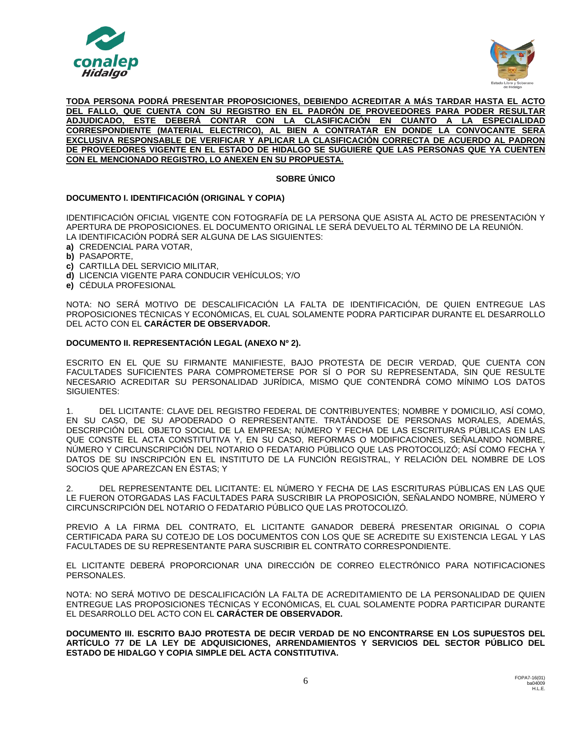**TODA PERSONA PODRÁ PRESENTAR PROPOSICIONES, DEBIENDO ACREDITAR A MÁS TARDAR HASTA EL ACTO DEL FALLO, QUE CUENTA CON SU REGISTRO EN EL PADRÓN DE PROVEEDORES PARA PODER RESULTAR ADJUDICADO, ESTE DEBERÁ CONTAR CON LA CLASIFICACIÓN EN CUANTO A LA ESPECIALIDAD CORRESPONDIENTE (MATERIAL ELECTRICO), AL BIEN A CONTRATAR EN DONDE LA CONVOCANTE SERA EXCLUSIVA RESPONSABLE DE VERIFICAR Y APLICAR LA CLASIFICACIÓN CORRECTA DE ACUERDO AL PADRON DE PROVEEDORES VIGENTE EN EL ESTADO DE HIDALGO SE SUGUIERE QUE LAS PERSONAS QUE YA CUENTEN CON EL MENCIONADO REGISTRO, LO ANEXEN EN SU PROPUESTA.**

**SOBRE ÚNICO**

**DOCUMENTO I. IDENTIFICACIÓN (ORIGINAL Y COPIA)**

IDENTIFICACIÓN OFICIAL VIGENTE CON FOTOGRAFÍA DE LA PERSONA QUE ASISTA AL ACTO DE PRESENTACIÓN Y APERTURA DE PROPOSICIONES. EL DOCUMENTO ORIGINAL LE SERÁ DEVUELTO AL TÉRMINO DE LA REUNIÓN. LA IDENTIFICACIÓN PODRÁ SER ALGUNA DE LAS SIGUIENTES:

**a)** CREDENCIAL PARA VOTAR,
**b)** PASAPORTE,
**c)** CARTILLA DEL SERVICIO MILITAR,
**d)** LICENCIA VIGENTE PARA CONDUCIR VEHÍCULOS; Y/O
**e)** CÉDULA PROFESIONAL

NOTA: NO SERÁ MOTIVO DE DESCALIFICACIÓN LA FALTA DE IDENTIFICACIÓN, DE QUIEN ENTREGUE LAS PROPOSICIONES TÉCNICAS Y ECONÓMICAS, EL CUAL SOLAMENTE PODRA PARTICIPAR DURANTE EL DESARROLLO DEL ACTO CON EL **CARÁCTER DE OBSERVADOR.**

**DOCUMENTO II. REPRESENTACIÓN LEGAL (ANEXO Nº 2).**

ESCRITO EN EL QUE SU FIRMANTE MANIFIESTE, BAJO PROTESTA DE DECIR VERDAD, QUE CUENTA CON FACULTADES SUFICIENTES PARA COMPROMETERSE POR SÍ O POR SU REPRESENTADA, SIN QUE RESULTE NECESARIO ACREDITAR SU PERSONALIDAD JURÍDICA, MISMO QUE CONTENDRÁ COMO MÍNIMO LOS DATOS SIGUIENTES:

1. DEL LICITANTE: CLAVE DEL REGISTRO FEDERAL DE CONTRIBUYENTES; NOMBRE Y DOMICILIO, ASÍ COMO, EN SU CASO, DE SU APODERADO O REPRESENTANTE. TRATÁNDOSE DE PERSONAS MORALES, ADEMÁS, DESCRIPCIÓN DEL OBJETO SOCIAL DE LA EMPRESA; NÚMERO Y FECHA DE LAS ESCRITURAS PÚBLICAS EN LAS QUE CONSTE EL ACTA CONSTITUTIVA Y, EN SU CASO, REFORMAS O MODIFICACIONES, SEÑALANDO NOMBRE, NÚMERO Y CIRCUNSCRIPCIÓN DEL NOTARIO O FEDATARIO PÚBLICO QUE LAS PROTOCOLIZÓ; ASÍ COMO FECHA Y DATOS DE SU INSCRIPCIÓN EN EL INSTITUTO DE LA FUNCIÓN REGISTRAL, Y RELACIÓN DEL NOMBRE DE LOS SOCIOS QUE APAREZCAN EN ÉSTAS; Y

2. DEL REPRESENTANTE DEL LICITANTE: EL NÚMERO Y FECHA DE LAS ESCRITURAS PÚBLICAS EN LAS QUE LE FUERON OTORGADAS LAS FACULTADES PARA SUSCRIBIR LA PROPOSICIÓN, SEÑALANDO NOMBRE, NÚMERO Y CIRCUNSCRIPCIÓN DEL NOTARIO O FEDATARIO PÚBLICO QUE LAS PROTOCOLIZÓ.

PREVIO A LA FIRMA DEL CONTRATO, EL LICITANTE GANADOR DEBERÁ PRESENTAR ORIGINAL O COPIA CERTIFICADA PARA SU COTEJO DE LOS DOCUMENTOS CON LOS QUE SE ACREDITE SU EXISTENCIA LEGAL Y LAS FACULTADES DE SU REPRESENTANTE PARA SUSCRIBIR EL CONTRATO CORRESPONDIENTE.

EL LICITANTE DEBERÁ PROPORCIONAR UNA DIRECCIÓN DE CORREO ELECTRÓNICO PARA NOTIFICACIONES PERSONALES.

NOTA: NO SERÁ MOTIVO DE DESCALIFICACIÓN LA FALTA DE ACREDITAMIENTO DE LA PERSONALIDAD DE QUIEN ENTREGUE LAS PROPOSICIONES TÉCNICAS Y ECONÓMICAS, EL CUAL SOLAMENTE PODRA PARTICIPAR DURANTE EL DESARROLLO DEL ACTO CON EL **CARÁCTER DE OBSERVADOR.**

**DOCUMENTO III. ESCRITO BAJO PROTESTA DE DECIR VERDAD DE NO ENCONTRARSE EN LOS SUPUESTOS DEL ARTÍCULO 77 DE LA LEY DE ADQUISICIONES, ARRENDAMIENTOS Y SERVICIOS DEL SECTOR PÚBLICO DEL ESTADO DE HIDALGO Y COPIA SIMPLE DEL ACTA CONSTITUTIVA.**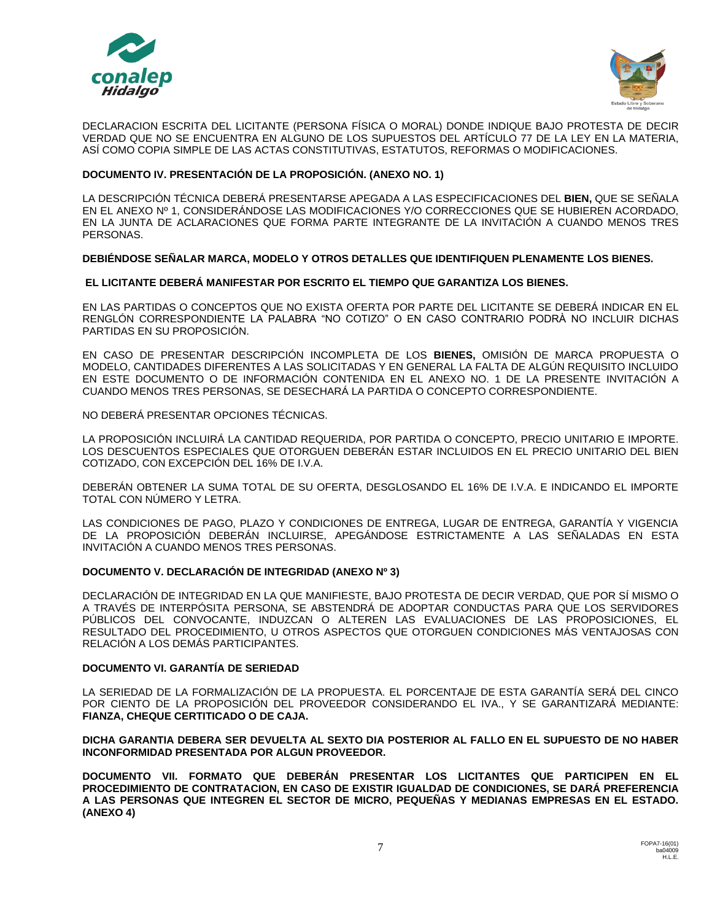DECLARACION ESCRITA DEL LICITANTE (PERSONA FÍSICA O MORAL) DONDE INDIQUE BAJO PROTESTA DE DECIR VERDAD QUE NO SE ENCUENTRA EN ALGUNO DE LOS SUPUESTOS DEL ARTÍCULO 77 DE LA LEY EN LA MATERIA, ASÍ COMO COPIA SIMPLE DE LAS ACTAS CONSTITUTIVAS, ESTATUTOS, REFORMAS O MODIFICACIONES.

**DOCUMENTO IV. PRESENTACIÓN DE LA PROPOSICIÓN. (ANEXO NO. 1)**

LA DESCRIPCIÓN TÉCNICA DEBERÁ PRESENTARSE APEGADA A LAS ESPECIFICACIONES DEL **BIEN,** QUE SE SEÑALA EN EL ANEXO Nº 1, CONSIDERÁNDOSE LAS MODIFICACIONES Y/O CORRECCIONES QUE SE HUBIEREN ACORDADO, EN LA JUNTA DE ACLARACIONES QUE FORMA PARTE INTEGRANTE DE LA INVITACIÓN A CUANDO MENOS TRES PERSONAS.

**DEBIÉNDOSE SEÑALAR MARCA, MODELO Y OTROS DETALLES QUE IDENTIFIQUEN PLENAMENTE LOS BIENES.**

**EL LICITANTE DEBERÁ MANIFESTAR POR ESCRITO EL TIEMPO QUE GARANTIZA LOS BIENES.**

EN LAS PARTIDAS O CONCEPTOS QUE NO EXISTA OFERTA POR PARTE DEL LICITANTE SE DEBERÁ INDICAR EN EL RENGLÓN CORRESPONDIENTE LA PALABRA "NO COTIZO" O EN CASO CONTRARIO PODRÀ NO INCLUIR DICHAS PARTIDAS EN SU PROPOSICIÓN.

EN CASO DE PRESENTAR DESCRIPCIÓN INCOMPLETA DE LOS **BIENES,** OMISIÓN DE MARCA PROPUESTA O MODELO, CANTIDADES DIFERENTES A LAS SOLICITADAS Y EN GENERAL LA FALTA DE ALGÚN REQUISITO INCLUIDO EN ESTE DOCUMENTO O DE INFORMACIÓN CONTENIDA EN EL ANEXO NO. 1 DE LA PRESENTE INVITACIÓN A CUANDO MENOS TRES PERSONAS, SE DESECHARÁ LA PARTIDA O CONCEPTO CORRESPONDIENTE.

NO DEBERÁ PRESENTAR OPCIONES TÉCNICAS.

LA PROPOSICIÓN INCLUIRÁ LA CANTIDAD REQUERIDA, POR PARTIDA O CONCEPTO, PRECIO UNITARIO E IMPORTE. LOS DESCUENTOS ESPECIALES QUE OTORGUEN DEBERÁN ESTAR INCLUIDOS EN EL PRECIO UNITARIO DEL BIEN COTIZADO, CON EXCEPCIÓN DEL 16% DE I.V.A.

DEBERÁN OBTENER LA SUMA TOTAL DE SU OFERTA, DESGLOSANDO EL 16% DE I.V.A. E INDICANDO EL IMPORTE TOTAL CON NÚMERO Y LETRA.

LAS CONDICIONES DE PAGO, PLAZO Y CONDICIONES DE ENTREGA, LUGAR DE ENTREGA, GARANTÍA Y VIGENCIA DE LA PROPOSICIÓN DEBERÁN INCLUIRSE, APEGÁNDOSE ESTRICTAMENTE A LAS SEÑALADAS EN ESTA INVITACIÓN A CUANDO MENOS TRES PERSONAS.

**DOCUMENTO V. DECLARACIÓN DE INTEGRIDAD (ANEXO Nº 3)**

DECLARACIÓN DE INTEGRIDAD EN LA QUE MANIFIESTE, BAJO PROTESTA DE DECIR VERDAD, QUE POR SÍ MISMO O A TRAVÉS DE INTERPÓSITA PERSONA, SE ABSTENDRÁ DE ADOPTAR CONDUCTAS PARA QUE LOS SERVIDORES PÚBLICOS DEL CONVOCANTE, INDUZCAN O ALTEREN LAS EVALUACIONES DE LAS PROPOSICIONES, EL RESULTADO DEL PROCEDIMIENTO, U OTROS ASPECTOS QUE OTORGUEN CONDICIONES MÁS VENTAJOSAS CON RELACIÓN A LOS DEMÁS PARTICIPANTES.

**DOCUMENTO VI. GARANTÍA DE SERIEDAD**

LA SERIEDAD DE LA FORMALIZACIÓN DE LA PROPUESTA. EL PORCENTAJE DE ESTA GARANTÍA SERÁ DEL CINCO POR CIENTO DE LA PROPOSICIÓN DEL PROVEEDOR CONSIDERANDO EL IVA., Y SE GARANTIZARÁ MEDIANTE: **FIANZA, CHEQUE CERTITICADO O DE CAJA.**

**DICHA GARANTIA DEBERA SER DEVUELTA AL SEXTO DIA POSTERIOR AL FALLO EN EL SUPUESTO DE NO HABER INCONFORMIDAD PRESENTADA POR ALGUN PROVEEDOR.**

**DOCUMENTO VII. FORMATO QUE DEBERÁN PRESENTAR LOS LICITANTES QUE PARTICIPEN EN EL PROCEDIMIENTO DE CONTRATACION, EN CASO DE EXISTIR IGUALDAD DE CONDICIONES, SE DARÁ PREFERENCIA A LAS PERSONAS QUE INTEGREN EL SECTOR DE MICRO, PEQUEÑAS Y MEDIANAS EMPRESAS EN EL ESTADO. (ANEXO 4)**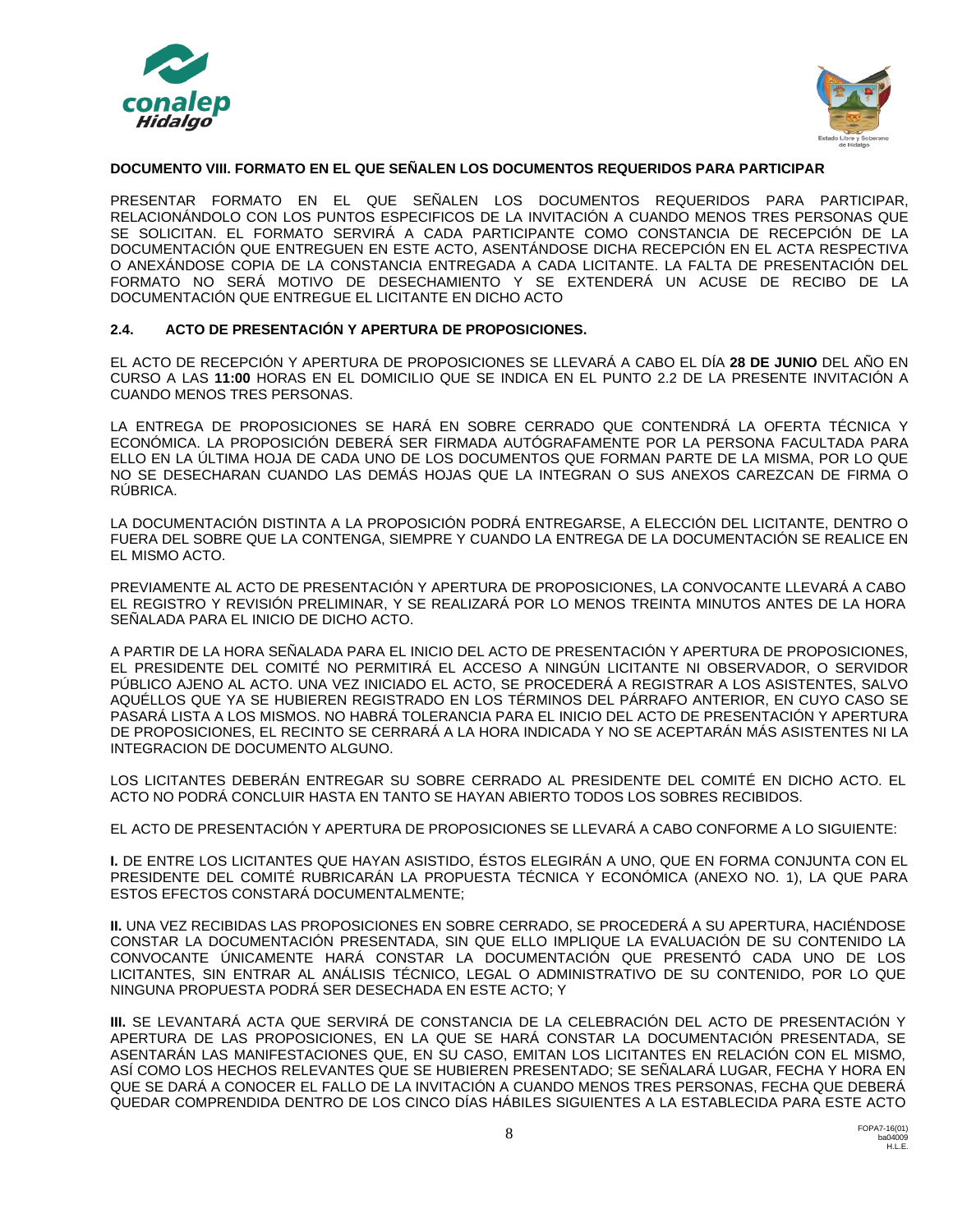**DOCUMENTO VIII. FORMATO EN EL QUE SEÑALEN LOS DOCUMENTOS REQUERIDOS PARA PARTICIPAR**

PRESENTAR FORMATO EN EL QUE SEÑALEN LOS DOCUMENTOS REQUERIDOS PARA PARTICIPAR, RELACIONÁNDOLO CON LOS PUNTOS ESPECIFICOS DE LA INVITACIÓN A CUANDO MENOS TRES PERSONAS QUE SE SOLICITAN. EL FORMATO SERVIRÁ A CADA PARTICIPANTE COMO CONSTANCIA DE RECEPCIÓN DE LA DOCUMENTACIÓN QUE ENTREGUEN EN ESTE ACTO, ASENTÁNDOSE DICHA RECEPCIÓN EN EL ACTA RESPECTIVA O ANEXÁNDOSE COPIA DE LA CONSTANCIA ENTREGADA A CADA LICITANTE. LA FALTA DE PRESENTACIÓN DEL FORMATO NO SERÁ MOTIVO DE DESECHAMIENTO Y SE EXTENDERÁ UN ACUSE DE RECIBO DE LA DOCUMENTACIÓN QUE ENTREGUE EL LICITANTE EN DICHO ACTO

## 2.4. ACTO DE PRESENTACIÓN Y APERTURA DE PROPOSICIONES.

EL ACTO DE RECEPCIÓN Y APERTURA DE PROPOSICIONES SE LLEVARÁ A CABO EL DÍA **28 DE JUNIO** DEL AÑO EN CURSO A LAS **11:00** HORAS EN EL DOMICILIO QUE SE INDICA EN EL PUNTO 2.2 DE LA PRESENTE INVITACIÓN A CUANDO MENOS TRES PERSONAS.

LA ENTREGA DE PROPOSICIONES SE HARÁ EN SOBRE CERRADO QUE CONTENDRÁ LA OFERTA TÉCNICA Y ECONÓMICA. LA PROPOSICIÓN DEBERÁ SER FIRMADA AUTÓGRAFAMENTE POR LA PERSONA FACULTADA PARA ELLO EN LA ÚLTIMA HOJA DE CADA UNO DE LOS DOCUMENTOS QUE FORMAN PARTE DE LA MISMA, POR LO QUE NO SE DESECHARAN CUANDO LAS DEMÁS HOJAS QUE LA INTEGRAN O SUS ANEXOS CAREZCAN DE FIRMA O RÚBRICA.

LA DOCUMENTACIÓN DISTINTA A LA PROPOSICIÓN PODRÁ ENTREGARSE, A ELECCIÓN DEL LICITANTE, DENTRO O FUERA DEL SOBRE QUE LA CONTENGA, SIEMPRE Y CUANDO LA ENTREGA DE LA DOCUMENTACIÓN SE REALICE EN EL MISMO ACTO.

PREVIAMENTE AL ACTO DE PRESENTACIÓN Y APERTURA DE PROPOSICIONES, LA CONVOCANTE LLEVARÁ A CABO EL REGISTRO Y REVISIÓN PRELIMINAR, Y SE REALIZARÁ POR LO MENOS TREINTA MINUTOS ANTES DE LA HORA SEÑALADA PARA EL INICIO DE DICHO ACTO.

A PARTIR DE LA HORA SEÑALADA PARA EL INICIO DEL ACTO DE PRESENTACIÓN Y APERTURA DE PROPOSICIONES, EL PRESIDENTE DEL COMITÉ NO PERMITIRÁ EL ACCESO A NINGÚN LICITANTE NI OBSERVADOR, O SERVIDOR PÚBLICO AJENO AL ACTO. UNA VEZ INICIADO EL ACTO, SE PROCEDERÁ A REGISTRAR A LOS ASISTENTES, SALVO AQUÉLLOS QUE YA SE HUBIEREN REGISTRADO EN LOS TÉRMINOS DEL PÁRRAFO ANTERIOR, EN CUYO CASO SE PASARÁ LISTA A LOS MISMOS. NO HABRÁ TOLERANCIA PARA EL INICIO DEL ACTO DE PRESENTACIÓN Y APERTURA DE PROPOSICIONES, EL RECINTO SE CERRARÁ A LA HORA INDICADA Y NO SE ACEPTARÁN MÁS ASISTENTES NI LA INTEGRACION DE DOCUMENTO ALGUNO.

LOS LICITANTES DEBERÁN ENTREGAR SU SOBRE CERRADO AL PRESIDENTE DEL COMITÉ EN DICHO ACTO. EL ACTO NO PODRÁ CONCLUIR HASTA EN TANTO SE HAYAN ABIERTO TODOS LOS SOBRES RECIBIDOS.

EL ACTO DE PRESENTACIÓN Y APERTURA DE PROPOSICIONES SE LLEVARÁ A CABO CONFORME A LO SIGUIENTE:

**I.** DE ENTRE LOS LICITANTES QUE HAYAN ASISTIDO, ÉSTOS ELEGIRÁN A UNO, QUE EN FORMA CONJUNTA CON EL PRESIDENTE DEL COMITÉ RUBRICARÁN LA PROPUESTA TÉCNICA Y ECONÓMICA (ANEXO NO. 1), LA QUE PARA ESTOS EFECTOS CONSTARÁ DOCUMENTALMENTE;

**II.** UNA VEZ RECIBIDAS LAS PROPOSICIONES EN SOBRE CERRADO, SE PROCEDERÁ A SU APERTURA, HACIÉNDOSE CONSTAR LA DOCUMENTACIÓN PRESENTADA, SIN QUE ELLO IMPLIQUE LA EVALUACIÓN DE SU CONTENIDO LA CONVOCANTE ÚNICAMENTE HARÁ CONSTAR LA DOCUMENTACIÓN QUE PRESENTÓ CADA UNO DE LOS LICITANTES, SIN ENTRAR AL ANÁLISIS TÉCNICO, LEGAL O ADMINISTRATIVO DE SU CONTENIDO, POR LO QUE NINGUNA PROPUESTA PODRÁ SER DESECHADA EN ESTE ACTO; Y

**III.** SE LEVANTARÁ ACTA QUE SERVIRÁ DE CONSTANCIA DE LA CELEBRACIÓN DEL ACTO DE PRESENTACIÓN Y APERTURA DE LAS PROPOSICIONES, EN LA QUE SE HARÁ CONSTAR LA DOCUMENTACIÓN PRESENTADA, SE ASENTARÁN LAS MANIFESTACIONES QUE, EN SU CASO, EMITAN LOS LICITANTES EN RELACIÓN CON EL MISMO, ASÍ COMO LOS HECHOS RELEVANTES QUE SE HUBIEREN PRESENTADO; SE SEÑALARÁ LUGAR, FECHA Y HORA EN QUE SE DARÁ A CONOCER EL FALLO DE LA INVITACIÓN A CUANDO MENOS TRES PERSONAS, FECHA QUE DEBERÁ QUEDAR COMPRENDIDA DENTRO DE LOS CINCO DÍAS HÁBILES SIGUIENTES A LA ESTABLECIDA PARA ESTE ACTO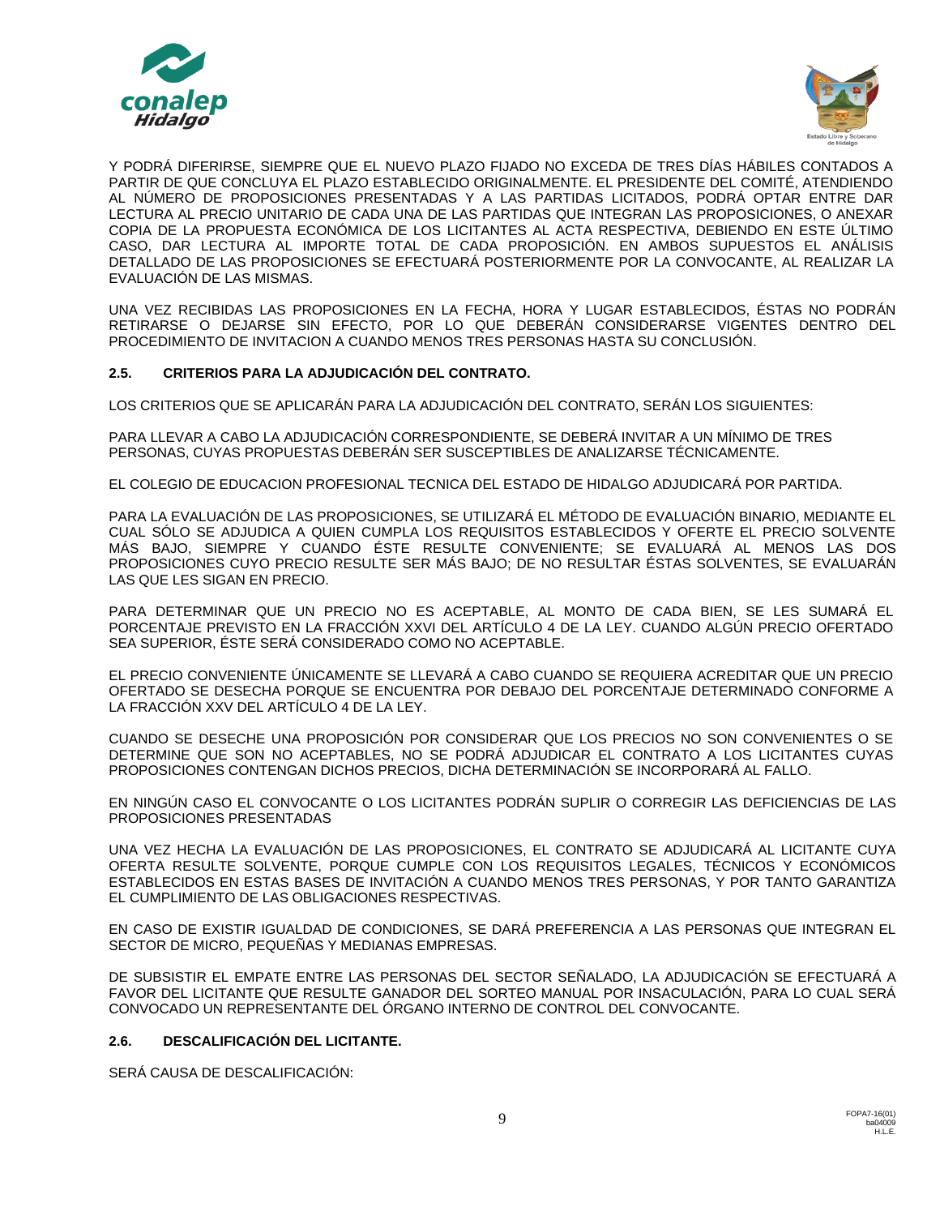Y PODRÁ DIFERIRSE, SIEMPRE QUE EL NUEVO PLAZO FIJADO NO EXCEDA DE TRES DÍAS HÁBILES CONTADOS A PARTIR DE QUE CONCLUYA EL PLAZO ESTABLECIDO ORIGINALMENTE. EL PRESIDENTE DEL COMITÉ, ATENDIENDO AL NÚMERO DE PROPOSICIONES PRESENTADAS Y A LAS PARTIDAS LICITADOS, PODRÁ OPTAR ENTRE DAR LECTURA AL PRECIO UNITARIO DE CADA UNA DE LAS PARTIDAS QUE INTEGRAN LAS PROPOSICIONES, O ANEXAR COPIA DE LA PROPUESTA ECONÓMICA DE LOS LICITANTES AL ACTA RESPECTIVA, DEBIENDO EN ESTE ÚLTIMO CASO, DAR LECTURA AL IMPORTE TOTAL DE CADA PROPOSICIÓN. EN AMBOS SUPUESTOS EL ANÁLISIS DETALLADO DE LAS PROPOSICIONES SE EFECTUARÁ POSTERIORMENTE POR LA CONVOCANTE, AL REALIZAR LA EVALUACIÓN DE LAS MISMAS.

UNA VEZ RECIBIDAS LAS PROPOSICIONES EN LA FECHA, HORA Y LUGAR ESTABLECIDOS, ÉSTAS NO PODRÁN RETIRARSE O DEJARSE SIN EFECTO, POR LO QUE DEBERÁN CONSIDERARSE VIGENTES DENTRO DEL PROCEDIMIENTO DE INVITACION A CUANDO MENOS TRES PERSONAS HASTA SU CONCLUSIÓN.

**2.5. CRITERIOS PARA LA ADJUDICACIÓN DEL CONTRATO.**

LOS CRITERIOS QUE SE APLICARÁN PARA LA ADJUDICACIÓN DEL CONTRATO, SERÁN LOS SIGUIENTES:

PARA LLEVAR A CABO LA ADJUDICACIÓN CORRESPONDIENTE, SE DEBERÁ INVITAR A UN MÍNIMO DE TRES PERSONAS, CUYAS PROPUESTAS DEBERÁN SER SUSCEPTIBLES DE ANALIZARSE TÉCNICAMENTE.

EL COLEGIO DE EDUCACION PROFESIONAL TECNICA DEL ESTADO DE HIDALGO ADJUDICARÁ POR PARTIDA.

PARA LA EVALUACIÓN DE LAS PROPOSICIONES, SE UTILIZARÁ EL MÉTODO DE EVALUACIÓN BINARIO, MEDIANTE EL CUAL SÓLO SE ADJUDICA A QUIEN CUMPLA LOS REQUISITOS ESTABLECIDOS Y OFERTE EL PRECIO SOLVENTE MÁS BAJO, SIEMPRE Y CUANDO ÉSTE RESULTE CONVENIENTE; SE EVALUARÁ AL MENOS LAS DOS PROPOSICIONES CUYO PRECIO RESULTE SER MÁS BAJO; DE NO RESULTAR ÉSTAS SOLVENTES, SE EVALUARÁN LAS QUE LES SIGAN EN PRECIO.

PARA DETERMINAR QUE UN PRECIO NO ES ACEPTABLE, AL MONTO DE CADA BIEN, SE LES SUMARÁ EL PORCENTAJE PREVISTO EN LA FRACCIÓN XXVI DEL ARTÍCULO 4 DE LA LEY. CUANDO ALGÚN PRECIO OFERTADO SEA SUPERIOR, ÉSTE SERÁ CONSIDERADO COMO NO ACEPTABLE.

EL PRECIO CONVENIENTE ÚNICAMENTE SE LLEVARÁ A CABO CUANDO SE REQUIERA ACREDITAR QUE UN PRECIO OFERTADO SE DESECHA PORQUE SE ENCUENTRA POR DEBAJO DEL PORCENTAJE DETERMINADO CONFORME A LA FRACCIÓN XXV DEL ARTÍCULO 4 DE LA LEY.

CUANDO SE DESECHE UNA PROPOSICIÓN POR CONSIDERAR QUE LOS PRECIOS NO SON CONVENIENTES O SE DETERMINE QUE SON NO ACEPTABLES, NO SE PODRÁ ADJUDICAR EL CONTRATO A LOS LICITANTES CUYAS PROPOSICIONES CONTENGAN DICHOS PRECIOS, DICHA DETERMINACIÓN SE INCORPORARÁ AL FALLO.

EN NINGÚN CASO EL CONVOCANTE O LOS LICITANTES PODRÁN SUPLIR O CORREGIR LAS DEFICIENCIAS DE LAS PROPOSICIONES PRESENTADAS

UNA VEZ HECHA LA EVALUACIÓN DE LAS PROPOSICIONES, EL CONTRATO SE ADJUDICARÁ AL LICITANTE CUYA OFERTA RESULTE SOLVENTE, PORQUE CUMPLE CON LOS REQUISITOS LEGALES, TÉCNICOS Y ECONÓMICOS ESTABLECIDOS EN ESTAS BASES DE INVITACIÓN A CUANDO MENOS TRES PERSONAS, Y POR TANTO GARANTIZA EL CUMPLIMIENTO DE LAS OBLIGACIONES RESPECTIVAS.

EN CASO DE EXISTIR IGUALDAD DE CONDICIONES, SE DARÁ PREFERENCIA A LAS PERSONAS QUE INTEGRAN EL SECTOR DE MICRO, PEQUEÑAS Y MEDIANAS EMPRESAS.

DE SUBSISTIR EL EMPATE ENTRE LAS PERSONAS DEL SECTOR SEÑALADO, LA ADJUDICACIÓN SE EFECTUARÁ A FAVOR DEL LICITANTE QUE RESULTE GANADOR DEL SORTEO MANUAL POR INSACULACIÓN, PARA LO CUAL SERÁ CONVOCADO UN REPRESENTANTE DEL ÓRGANO INTERNO DE CONTROL DEL CONVOCANTE.

**2.6. DESCALIFICACIÓN DEL LICITANTE.**

SERÁ CAUSA DE DESCALIFICACIÓN: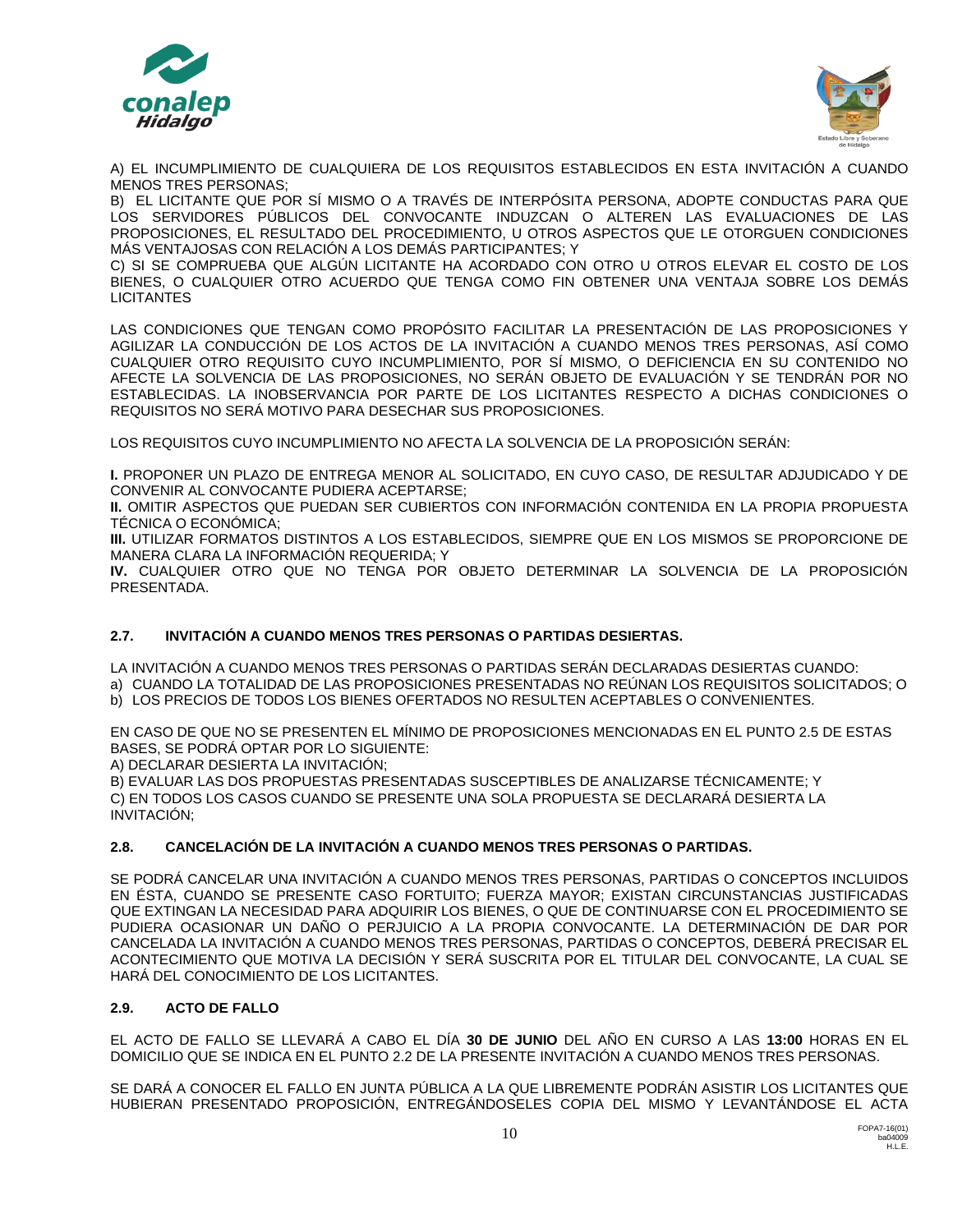A) EL INCUMPLIMIENTO DE CUALQUIERA DE LOS REQUISITOS ESTABLECIDOS EN ESTA INVITACIÓN A CUANDO MENOS TRES PERSONAS;
B) EL LICITANTE QUE POR SÍ MISMO O A TRAVÉS DE INTERPÓSITA PERSONA, ADOPTE CONDUCTAS PARA QUE LOS SERVIDORES PÚBLICOS DEL CONVOCANTE INDUZCAN O ALTEREN LAS EVALUACIONES DE LAS PROPOSICIONES, EL RESULTADO DEL PROCEDIMIENTO, U OTROS ASPECTOS QUE LE OTORGUEN CONDICIONES MÁS VENTAJOSAS CON RELACIÓN A LOS DEMÁS PARTICIPANTES; Y
C) SI SE COMPRUEBA QUE ALGÚN LICITANTE HA ACORDADO CON OTRO U OTROS ELEVAR EL COSTO DE LOS BIENES, O CUALQUIER OTRO ACUERDO QUE TENGA COMO FIN OBTENER UNA VENTAJA SOBRE LOS DEMÁS LICITANTES

LAS CONDICIONES QUE TENGAN COMO PROPÓSITO FACILITAR LA PRESENTACIÓN DE LAS PROPOSICIONES Y AGILIZAR LA CONDUCCIÓN DE LOS ACTOS DE LA INVITACIÓN A CUANDO MENOS TRES PERSONAS, ASÍ COMO CUALQUIER OTRO REQUISITO CUYO INCUMPLIMIENTO, POR SÍ MISMO, O DEFICIENCIA EN SU CONTENIDO NO AFECTE LA SOLVENCIA DE LAS PROPOSICIONES, NO SERÁN OBJETO DE EVALUACIÓN Y SE TENDRÁN POR NO ESTABLECIDAS. LA INOBSERVANCIA POR PARTE DE LOS LICITANTES RESPECTO A DICHAS CONDICIONES O REQUISITOS NO SERÁ MOTIVO PARA DESECHAR SUS PROPOSICIONES.

LOS REQUISITOS CUYO INCUMPLIMIENTO NO AFECTA LA SOLVENCIA DE LA PROPOSICIÓN SERÁN:

**I.** PROPONER UN PLAZO DE ENTREGA MENOR AL SOLICITADO, EN CUYO CASO, DE RESULTAR ADJUDICADO Y DE CONVENIR AL CONVOCANTE PUDIERA ACEPTARSE;
**II.** OMITIR ASPECTOS QUE PUEDAN SER CUBIERTOS CON INFORMACIÓN CONTENIDA EN LA PROPIA PROPUESTA TÉCNICA O ECONÓMICA;
**III.** UTILIZAR FORMATOS DISTINTOS A LOS ESTABLECIDOS, SIEMPRE QUE EN LOS MISMOS SE PROPORCIONE DE MANERA CLARA LA INFORMACIÓN REQUERIDA; Y
**IV.** CUALQUIER OTRO QUE NO TENGA POR OBJETO DETERMINAR LA SOLVENCIA DE LA PROPOSICIÓN PRESENTADA.

### 2.7. INVITACIÓN A CUANDO MENOS TRES PERSONAS O PARTIDAS DESIERTAS.

LA INVITACIÓN A CUANDO MENOS TRES PERSONAS O PARTIDAS SERÁN DECLARADAS DESIERTAS CUANDO:
a) CUANDO LA TOTALIDAD DE LAS PROPOSICIONES PRESENTADAS NO REÚNAN LOS REQUISITOS SOLICITADOS; O
b) LOS PRECIOS DE TODOS LOS BIENES OFERTADOS NO RESULTEN ACEPTABLES O CONVENIENTES.

EN CASO DE QUE NO SE PRESENTEN EL MÍNIMO DE PROPOSICIONES MENCIONADAS EN EL PUNTO 2.5 DE ESTAS BASES, SE PODRÁ OPTAR POR LO SIGUIENTE:
A) DECLARAR DESIERTA LA INVITACIÓN;
B) EVALUAR LAS DOS PROPUESTAS PRESENTADAS SUSCEPTIBLES DE ANALIZARSE TÉCNICAMENTE; Y
C) EN TODOS LOS CASOS CUANDO SE PRESENTE UNA SOLA PROPUESTA SE DECLARARÁ DESIERTA LA INVITACIÓN;

### 2.8. CANCELACIÓN DE LA INVITACIÓN A CUANDO MENOS TRES PERSONAS O PARTIDAS.

SE PODRÁ CANCELAR UNA INVITACIÓN A CUANDO MENOS TRES PERSONAS, PARTIDAS O CONCEPTOS INCLUIDOS EN ÉSTA, CUANDO SE PRESENTE CASO FORTUITO; FUERZA MAYOR; EXISTAN CIRCUNSTANCIAS JUSTIFICADAS QUE EXTINGAN LA NECESIDAD PARA ADQUIRIR LOS BIENES, O QUE DE CONTINUARSE CON EL PROCEDIMIENTO SE PUDIERA OCASIONAR UN DAÑO O PERJUICIO A LA PROPIA CONVOCANTE. LA DETERMINACIÓN DE DAR POR CANCELADA LA INVITACIÓN A CUANDO MENOS TRES PERSONAS, PARTIDAS O CONCEPTOS, DEBERÁ PRECISAR EL ACONTECIMIENTO QUE MOTIVA LA DECISIÓN Y SERÁ SUSCRITA POR EL TITULAR DEL CONVOCANTE, LA CUAL SE HARÁ DEL CONOCIMIENTO DE LOS LICITANTES.

### 2.9. ACTO DE FALLO

EL ACTO DE FALLO SE LLEVARÁ A CABO EL DÍA **30 DE JUNIO** DEL AÑO EN CURSO A LAS **13:00** HORAS EN EL DOMICILIO QUE SE INDICA EN EL PUNTO 2.2 DE LA PRESENTE INVITACIÓN A CUANDO MENOS TRES PERSONAS.

SE DARÁ A CONOCER EL FALLO EN JUNTA PÚBLICA A LA QUE LIBREMENTE PODRÁN ASISTIR LOS LICITANTES QUE HUBIERAN PRESENTADO PROPOSICIÓN, ENTREGÁNDOSELES COPIA DEL MISMO Y LEVANTÁNDOSE EL ACTA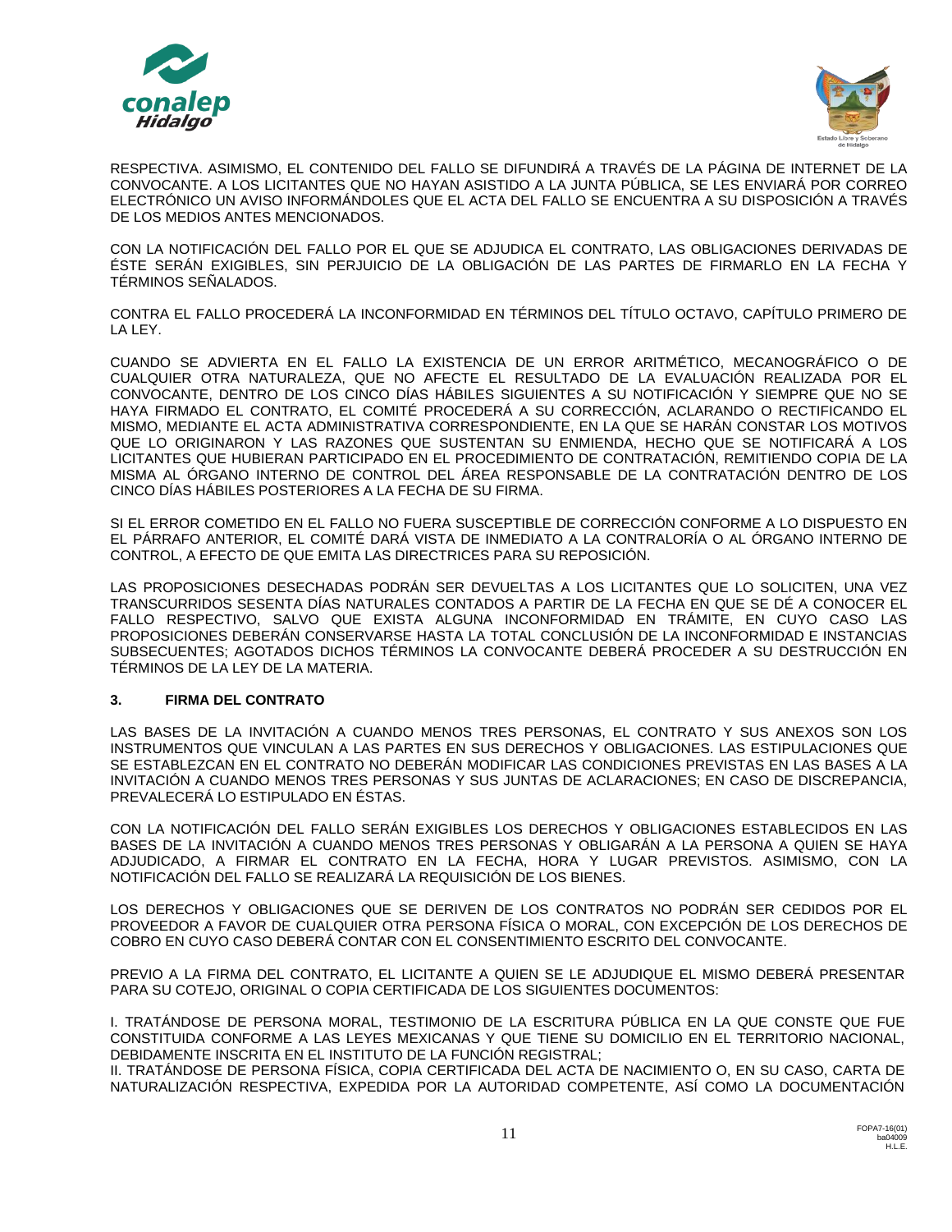RESPECTIVA. ASIMISMO, EL CONTENIDO DEL FALLO SE DIFUNDIRÁ A TRAVÉS DE LA PÁGINA DE INTERNET DE LA CONVOCANTE. A LOS LICITANTES QUE NO HAYAN ASISTIDO A LA JUNTA PÚBLICA, SE LES ENVIARÁ POR CORREO ELECTRÓNICO UN AVISO INFORMÁNDOLES QUE EL ACTA DEL FALLO SE ENCUENTRA A SU DISPOSICIÓN A TRAVÉS DE LOS MEDIOS ANTES MENCIONADOS.

CON LA NOTIFICACIÓN DEL FALLO POR EL QUE SE ADJUDICA EL CONTRATO, LAS OBLIGACIONES DERIVADAS DE ÉSTE SERÁN EXIGIBLES, SIN PERJUICIO DE LA OBLIGACIÓN DE LAS PARTES DE FIRMARLO EN LA FECHA Y TÉRMINOS SEÑALADOS.

CONTRA EL FALLO PROCEDERÁ LA INCONFORMIDAD EN TÉRMINOS DEL TÍTULO OCTAVO, CAPÍTULO PRIMERO DE LA LEY.

CUANDO SE ADVIERTA EN EL FALLO LA EXISTENCIA DE UN ERROR ARITMÉTICO, MECANOGRÁFICO O DE CUALQUIER OTRA NATURALEZA, QUE NO AFECTE EL RESULTADO DE LA EVALUACIÓN REALIZADA POR EL CONVOCANTE, DENTRO DE LOS CINCO DÍAS HÁBILES SIGUIENTES A SU NOTIFICACIÓN Y SIEMPRE QUE NO SE HAYA FIRMADO EL CONTRATO, EL COMITÉ PROCEDERÁ A SU CORRECCIÓN, ACLARANDO O RECTIFICANDO EL MISMO, MEDIANTE EL ACTA ADMINISTRATIVA CORRESPONDIENTE, EN LA QUE SE HARÁN CONSTAR LOS MOTIVOS QUE LO ORIGINARON Y LAS RAZONES QUE SUSTENTAN SU ENMIENDA, HECHO QUE SE NOTIFICARÁ A LOS LICITANTES QUE HUBIERAN PARTICIPADO EN EL PROCEDIMIENTO DE CONTRATACIÓN, REMITIENDO COPIA DE LA MISMA AL ÓRGANO INTERNO DE CONTROL DEL ÁREA RESPONSABLE DE LA CONTRATACIÓN DENTRO DE LOS CINCO DÍAS HÁBILES POSTERIORES A LA FECHA DE SU FIRMA.

SI EL ERROR COMETIDO EN EL FALLO NO FUERA SUSCEPTIBLE DE CORRECCIÓN CONFORME A LO DISPUESTO EN EL PÁRRAFO ANTERIOR, EL COMITÉ DARÁ VISTA DE INMEDIATO A LA CONTRALORÍA O AL ÓRGANO INTERNO DE CONTROL, A EFECTO DE QUE EMITA LAS DIRECTRICES PARA SU REPOSICIÓN.

LAS PROPOSICIONES DESECHADAS PODRÁN SER DEVUELTAS A LOS LICITANTES QUE LO SOLICITEN, UNA VEZ TRANSCURRIDOS SESENTA DÍAS NATURALES CONTADOS A PARTIR DE LA FECHA EN QUE SE DÉ A CONOCER EL FALLO RESPECTIVO, SALVO QUE EXISTA ALGUNA INCONFORMIDAD EN TRÁMITE, EN CUYO CASO LAS PROPOSICIONES DEBERÁN CONSERVARSE HASTA LA TOTAL CONCLUSIÓN DE LA INCONFORMIDAD E INSTANCIAS SUBSECUENTES; AGOTADOS DICHOS TÉRMINOS LA CONVOCANTE DEBERÁ PROCEDER A SU DESTRUCCIÓN EN TÉRMINOS DE LA LEY DE LA MATERIA.

### 3. FIRMA DEL CONTRATO

LAS BASES DE LA INVITACIÓN A CUANDO MENOS TRES PERSONAS, EL CONTRATO Y SUS ANEXOS SON LOS INSTRUMENTOS QUE VINCULAN A LAS PARTES EN SUS DERECHOS Y OBLIGACIONES. LAS ESTIPULACIONES QUE SE ESTABLEZCAN EN EL CONTRATO NO DEBERÁN MODIFICAR LAS CONDICIONES PREVISTAS EN LAS BASES A LA INVITACIÓN A CUANDO MENOS TRES PERSONAS Y SUS JUNTAS DE ACLARACIONES; EN CASO DE DISCREPANCIA, PREVALECERÁ LO ESTIPULADO EN ÉSTAS.

CON LA NOTIFICACIÓN DEL FALLO SERÁN EXIGIBLES LOS DERECHOS Y OBLIGACIONES ESTABLECIDOS EN LAS BASES DE LA INVITACIÓN A CUANDO MENOS TRES PERSONAS Y OBLIGARÁN A LA PERSONA A QUIEN SE HAYA ADJUDICADO, A FIRMAR EL CONTRATO EN LA FECHA, HORA Y LUGAR PREVISTOS. ASIMISMO, CON LA NOTIFICACIÓN DEL FALLO SE REALIZARÁ LA REQUISICIÓN DE LOS BIENES.

LOS DERECHOS Y OBLIGACIONES QUE SE DERIVEN DE LOS CONTRATOS NO PODRÁN SER CEDIDOS POR EL PROVEEDOR A FAVOR DE CUALQUIER OTRA PERSONA FÍSICA O MORAL, CON EXCEPCIÓN DE LOS DERECHOS DE COBRO EN CUYO CASO DEBERÁ CONTAR CON EL CONSENTIMIENTO ESCRITO DEL CONVOCANTE.

PREVIO A LA FIRMA DEL CONTRATO, EL LICITANTE A QUIEN SE LE ADJUDIQUE EL MISMO DEBERÁ PRESENTAR PARA SU COTEJO, ORIGINAL O COPIA CERTIFICADA DE LOS SIGUIENTES DOCUMENTOS:

I. TRATÁNDOSE DE PERSONA MORAL, TESTIMONIO DE LA ESCRITURA PÚBLICA EN LA QUE CONSTE QUE FUE CONSTITUIDA CONFORME A LAS LEYES MEXICANAS Y QUE TIENE SU DOMICILIO EN EL TERRITORIO NACIONAL, DEBIDAMENTE INSCRITA EN EL INSTITUTO DE LA FUNCIÓN REGISTRAL;
II. TRATÁNDOSE DE PERSONA FÍSICA, COPIA CERTIFICADA DEL ACTA DE NACIMIENTO O, EN SU CASO, CARTA DE NATURALIZACIÓN RESPECTIVA, EXPEDIDA POR LA AUTORIDAD COMPETENTE, ASÍ COMO LA DOCUMENTACIÓN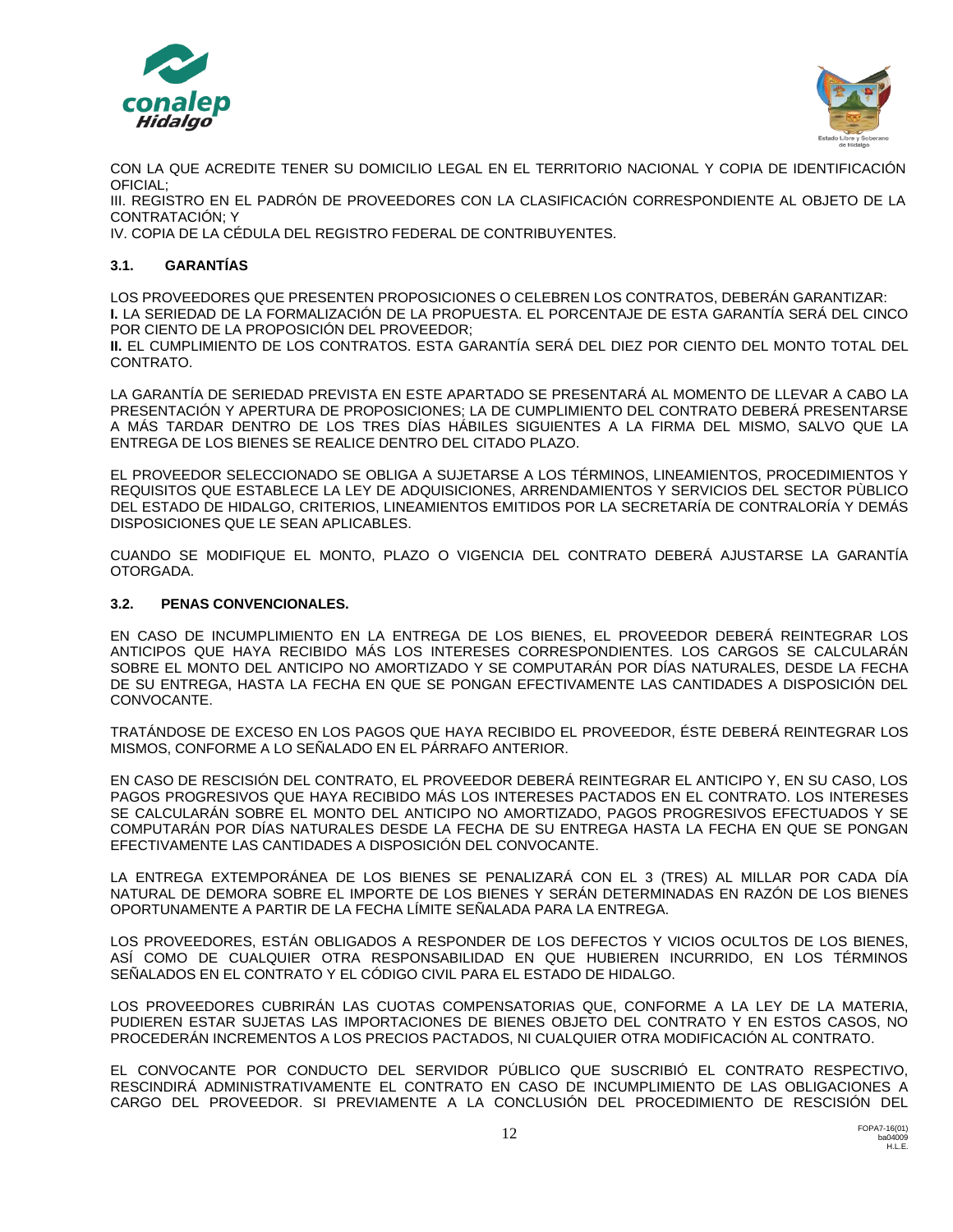CON LA QUE ACREDITE TENER SU DOMICILIO LEGAL EN EL TERRITORIO NACIONAL Y COPIA DE IDENTIFICACIÓN OFICIAL;

III. REGISTRO EN EL PADRÓN DE PROVEEDORES CON LA CLASIFICACIÓN CORRESPONDIENTE AL OBJETO DE LA CONTRATACIÓN; Y

IV. COPIA DE LA CÉDULA DEL REGISTRO FEDERAL DE CONTRIBUYENTES.

### 3.1. GARANTÍAS

LOS PROVEEDORES QUE PRESENTEN PROPOSICIONES O CELEBREN LOS CONTRATOS, DEBERÁN GARANTIZAR:

**I.** LA SERIEDAD DE LA FORMALIZACIÓN DE LA PROPUESTA. EL PORCENTAJE DE ESTA GARANTÍA SERÁ DEL CINCO POR CIENTO DE LA PROPOSICIÓN DEL PROVEEDOR;

**II.** EL CUMPLIMIENTO DE LOS CONTRATOS. ESTA GARANTÍA SERÁ DEL DIEZ POR CIENTO DEL MONTO TOTAL DEL CONTRATO.

LA GARANTÍA DE SERIEDAD PREVISTA EN ESTE APARTADO SE PRESENTARÁ AL MOMENTO DE LLEVAR A CABO LA PRESENTACIÓN Y APERTURA DE PROPOSICIONES; LA DE CUMPLIMIENTO DEL CONTRATO DEBERÁ PRESENTARSE A MÁS TARDAR DENTRO DE LOS TRES DÍAS HÁBILES SIGUIENTES A LA FIRMA DEL MISMO, SALVO QUE LA ENTREGA DE LOS BIENES SE REALICE DENTRO DEL CITADO PLAZO.

EL PROVEEDOR SELECCIONADO SE OBLIGA A SUJETARSE A LOS TÉRMINOS, LINEAMIENTOS, PROCEDIMIENTOS Y REQUISITOS QUE ESTABLECE LA LEY DE ADQUISICIONES, ARRENDAMIENTOS Y SERVICIOS DEL SECTOR PÙBLICO DEL ESTADO DE HIDALGO, CRITERIOS, LINEAMIENTOS EMITIDOS POR LA SECRETARÍA DE CONTRALORÍA Y DEMÁS DISPOSICIONES QUE LE SEAN APLICABLES.

CUANDO SE MODIFIQUE EL MONTO, PLAZO O VIGENCIA DEL CONTRATO DEBERÁ AJUSTARSE LA GARANTÍA OTORGADA.

### 3.2. PENAS CONVENCIONALES.

EN CASO DE INCUMPLIMIENTO EN LA ENTREGA DE LOS BIENES, EL PROVEEDOR DEBERÁ REINTEGRAR LOS ANTICIPOS QUE HAYA RECIBIDO MÁS LOS INTERESES CORRESPONDIENTES. LOS CARGOS SE CALCULARÁN SOBRE EL MONTO DEL ANTICIPO NO AMORTIZADO Y SE COMPUTARÁN POR DÍAS NATURALES, DESDE LA FECHA DE SU ENTREGA, HASTA LA FECHA EN QUE SE PONGAN EFECTIVAMENTE LAS CANTIDADES A DISPOSICIÓN DEL CONVOCANTE.

TRATÁNDOSE DE EXCESO EN LOS PAGOS QUE HAYA RECIBIDO EL PROVEEDOR, ÉSTE DEBERÁ REINTEGRAR LOS MISMOS, CONFORME A LO SEÑALADO EN EL PÁRRAFO ANTERIOR.

EN CASO DE RESCISIÓN DEL CONTRATO, EL PROVEEDOR DEBERÁ REINTEGRAR EL ANTICIPO Y, EN SU CASO, LOS PAGOS PROGRESIVOS QUE HAYA RECIBIDO MÁS LOS INTERESES PACTADOS EN EL CONTRATO. LOS INTERESES SE CALCULARÁN SOBRE EL MONTO DEL ANTICIPO NO AMORTIZADO, PAGOS PROGRESIVOS EFECTUADOS Y SE COMPUTARÁN POR DÍAS NATURALES DESDE LA FECHA DE SU ENTREGA HASTA LA FECHA EN QUE SE PONGAN EFECTIVAMENTE LAS CANTIDADES A DISPOSICIÓN DEL CONVOCANTE.

LA ENTREGA EXTEMPORÁNEA DE LOS BIENES SE PENALIZARÁ CON EL 3 (TRES) AL MILLAR POR CADA DÍA NATURAL DE DEMORA SOBRE EL IMPORTE DE LOS BIENES Y SERÁN DETERMINADAS EN RAZÓN DE LOS BIENES OPORTUNAMENTE A PARTIR DE LA FECHA LÍMITE SEÑALADA PARA LA ENTREGA.

LOS PROVEEDORES, ESTÁN OBLIGADOS A RESPONDER DE LOS DEFECTOS Y VICIOS OCULTOS DE LOS BIENES, ASÍ COMO DE CUALQUIER OTRA RESPONSABILIDAD EN QUE HUBIEREN INCURRIDO, EN LOS TÉRMINOS SEÑALADOS EN EL CONTRATO Y EL CÓDIGO CIVIL PARA EL ESTADO DE HIDALGO.

LOS PROVEEDORES CUBRIRÁN LAS CUOTAS COMPENSATORIAS QUE, CONFORME A LA LEY DE LA MATERIA, PUDIEREN ESTAR SUJETAS LAS IMPORTACIONES DE BIENES OBJETO DEL CONTRATO Y EN ESTOS CASOS, NO PROCEDERÁN INCREMENTOS A LOS PRECIOS PACTADOS, NI CUALQUIER OTRA MODIFICACIÓN AL CONTRATO.

EL CONVOCANTE POR CONDUCTO DEL SERVIDOR PÚBLICO QUE SUSCRIBIÓ EL CONTRATO RESPECTIVO, RESCINDIRÁ ADMINISTRATIVAMENTE EL CONTRATO EN CASO DE INCUMPLIMIENTO DE LAS OBLIGACIONES A CARGO DEL PROVEEDOR. SI PREVIAMENTE A LA CONCLUSIÓN DEL PROCEDIMIENTO DE RESCISIÓN DEL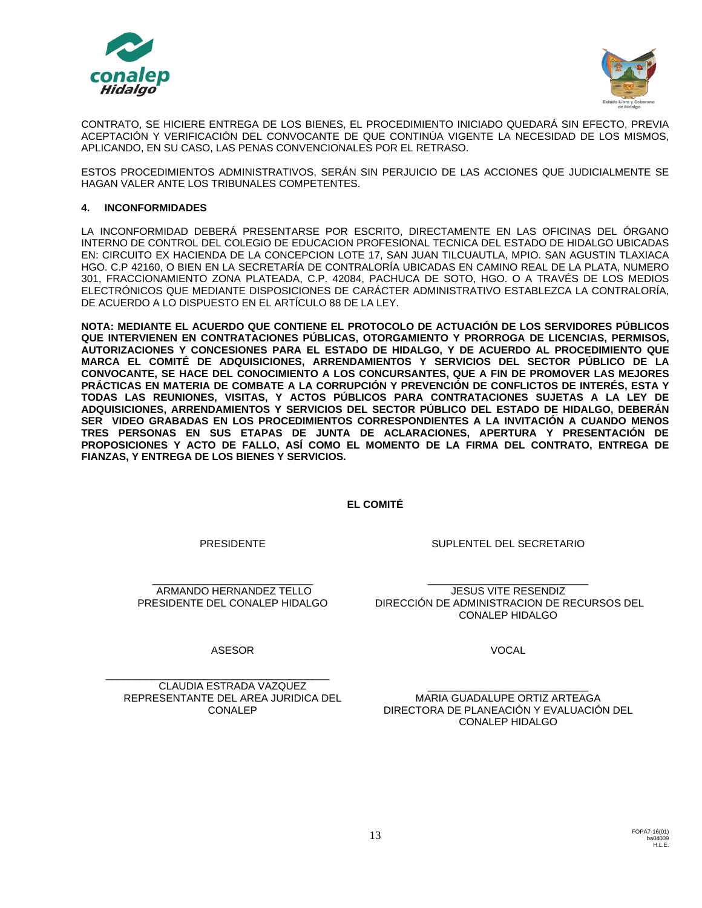CONTRATO, SE HICIERE ENTREGA DE LOS BIENES, EL PROCEDIMIENTO INICIADO QUEDARÁ SIN EFECTO, PREVIA ACEPTACIÓN Y VERIFICACIÓN DEL CONVOCANTE DE QUE CONTINÚA VIGENTE LA NECESIDAD DE LOS MISMOS, APLICANDO, EN SU CASO, LAS PENAS CONVENCIONALES POR EL RETRASO.

ESTOS PROCEDIMIENTOS ADMINISTRATIVOS, SERÁN SIN PERJUICIO DE LAS ACCIONES QUE JUDICIALMENTE SE HAGAN VALER ANTE LOS TRIBUNALES COMPETENTES.

**4. INCONFORMIDADES**

LA INCONFORMIDAD DEBERÁ PRESENTARSE POR ESCRITO, DIRECTAMENTE EN LAS OFICINAS DEL ÓRGANO INTERNO DE CONTROL DEL COLEGIO DE EDUCACION PROFESIONAL TECNICA DEL ESTADO DE HIDALGO UBICADAS EN: CIRCUITO EX HACIENDA DE LA CONCEPCION LOTE 17, SAN JUAN TILCUAUTLA, MPIO. SAN AGUSTIN TLAXIACA HGO. C.P 42160, O BIEN EN LA SECRETARÍA DE CONTRALORÍA UBICADAS EN CAMINO REAL DE LA PLATA, NUMERO 301, FRACCIONAMIENTO ZONA PLATEADA, C.P. 42084, PACHUCA DE SOTO, HGO. O A TRAVÉS DE LOS MEDIOS ELECTRÓNICOS QUE MEDIANTE DISPOSICIONES DE CARÁCTER ADMINISTRATIVO ESTABLEZCA LA CONTRALORÍA, DE ACUERDO A LO DISPUESTO EN EL ARTÍCULO 88 DE LA LEY.

**NOTA: MEDIANTE EL ACUERDO QUE CONTIENE EL PROTOCOLO DE ACTUACIÓN DE LOS SERVIDORES PÚBLICOS QUE INTERVIENEN EN CONTRATACIONES PÚBLICAS, OTORGAMIENTO Y PRORROGA DE LICENCIAS, PERMISOS, AUTORIZACIONES Y CONCESIONES PARA EL ESTADO DE HIDALGO, Y DE ACUERDO AL PROCEDIMIENTO QUE MARCA EL COMITÉ DE ADQUISICIONES, ARRENDAMIENTOS Y SERVICIOS DEL SECTOR PÚBLICO DE LA CONVOCANTE, SE HACE DEL CONOCIMIENTO A LOS CONCURSANTES, QUE A FIN DE PROMOVER LAS MEJORES PRÁCTICAS EN MATERIA DE COMBATE A LA CORRUPCIÓN Y PREVENCIÓN DE CONFLICTOS DE INTERÉS, ESTA Y TODAS LAS REUNIONES, VISITAS, Y ACTOS PÚBLICOS PARA CONTRATACIONES SUJETAS A LA LEY DE ADQUISICIONES, ARRENDAMIENTOS Y SERVICIOS DEL SECTOR PÚBLICO DEL ESTADO DE HIDALGO, DEBERÁN SER VIDEO GRABADAS EN LOS PROCEDIMIENTOS CORRESPONDIENTES A LA INVITACIÓN A CUANDO MENOS TRES PERSONAS EN SUS ETAPAS DE JUNTA DE ACLARACIONES, APERTURA Y PRESENTACIÓN DE PROPOSICIONES Y ACTO DE FALLO, ASÍ COMO EL MOMENTO DE LA FIRMA DEL CONTRATO, ENTREGA DE FIANZAS, Y ENTREGA DE LOS BIENES Y SERVICIOS.**

**EL COMITÉ**

PRESIDENTE

\_\_\_\_\_\_\_\_\_\_\_\_\_\_\_\_\_\_\_\_\_\_\_\_\_\_\_\_
ARMANDO HERNANDEZ TELLO
PRESIDENTE DEL CONALEP HIDALGO

SUPLENTEL DEL SECRETARIO

\_\_\_\_\_\_\_\_\_\_\_\_\_\_\_\_\_\_\_\_\_\_\_\_\_\_\_\_
JESUS VITE RESENDIZ
DIRECCIÓN DE ADMINISTRACION DE RECURSOS DEL CONALEP HIDALGO

ASESOR

\_\_\_\_\_\_\_\_\_\_\_\_\_\_\_\_\_\_\_\_\_\_\_\_\_\_\_\_\_\_\_\_\_\_\_\_\_\_\_
CLAUDIA ESTRADA VAZQUEZ
REPRESENTANTE DEL AREA JURIDICA DEL CONALEP

VOCAL

\_\_\_\_\_\_\_\_\_\_\_\_\_\_\_\_\_\_\_\_\_\_\_\_\_\_\_\_
MARIA GUADALUPE ORTIZ ARTEAGA
DIRECTORA DE PLANEACIÓN Y EVALUACIÓN DEL CONALEP HIDALGO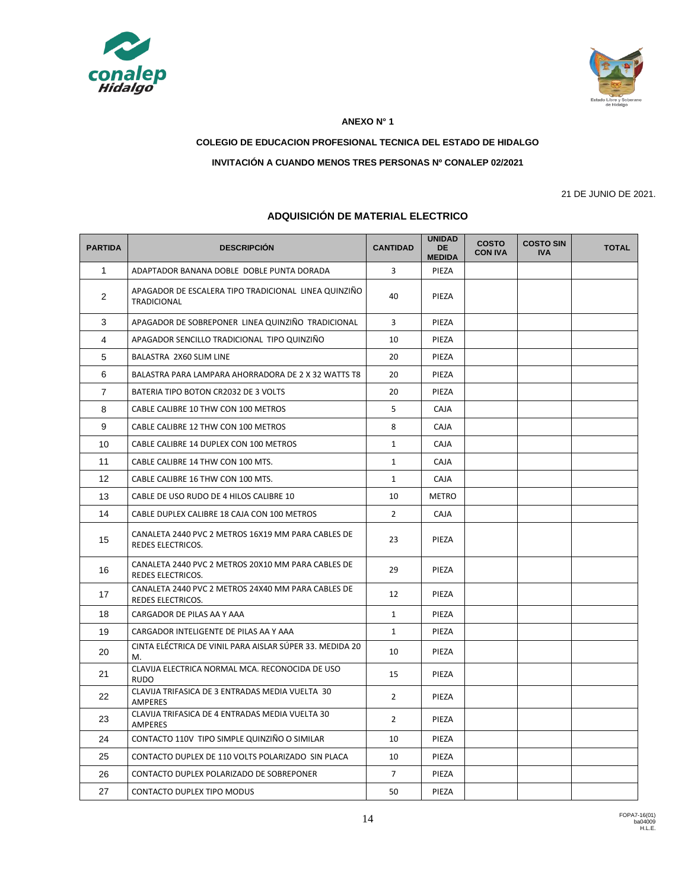**ANEXO N° 1**

**COLEGIO DE EDUCACION PROFESIONAL TECNICA DEL ESTADO DE HIDALGO**

**INVITACIÓN A CUANDO MENOS TRES PERSONAS Nº CONALEP 02/2021**

21 DE JUNIO DE 2021.

## ADQUISICIÓN DE MATERIAL ELECTRICO

| PARTIDA | DESCRIPCIÓN | CANTIDAD | UNIDAD DE MEDIDA | COSTO CON IVA | COSTO SIN IVA | TOTAL |
|---|---|---|---|---|---|---|
| 1 | ADAPTADOR BANANA DOBLE DOBLE PUNTA DORADA | 3 | PIEZA | | | |
| 2 | APAGADOR DE ESCALERA TIPO TRADICIONAL LINEA QUINZIÑO TRADICIONAL | 40 | PIEZA | | | |
| 3 | APAGADOR DE SOBREPONER LINEA QUINZIÑO TRADICIONAL | 3 | PIEZA | | | |
| 4 | APAGADOR SENCILLO TRADICIONAL TIPO QUINZIÑO | 10 | PIEZA | | | |
| 5 | BALASTRA 2X60 SLIM LINE | 20 | PIEZA | | | |
| 6 | BALASTRA PARA LAMPARA AHORRADORA DE 2 X 32 WATTS T8 | 20 | PIEZA | | | |
| 7 | BATERIA TIPO BOTON CR2032 DE 3 VOLTS | 20 | PIEZA | | | |
| 8 | CABLE CALIBRE 10 THW CON 100 METROS | 5 | CAJA | | | |
| 9 | CABLE CALIBRE 12 THW CON 100 METROS | 8 | CAJA | | | |
| 10 | CABLE CALIBRE 14 DUPLEX CON 100 METROS | 1 | CAJA | | | |
| 11 | CABLE CALIBRE 14 THW CON 100 MTS. | 1 | CAJA | | | |
| 12 | CABLE CALIBRE 16 THW CON 100 MTS. | 1 | CAJA | | | |
| 13 | CABLE DE USO RUDO DE 4 HILOS CALIBRE 10 | 10 | METRO | | | |
| 14 | CABLE DUPLEX CALIBRE 18 CAJA CON 100 METROS | 2 | CAJA | | | |
| 15 | CANALETA 2440 PVC 2 METROS 16X19 MM PARA CABLES DE REDES ELECTRICOS. | 23 | PIEZA | | | |
| 16 | CANALETA 2440 PVC 2 METROS 20X10 MM PARA CABLES DE REDES ELECTRICOS. | 29 | PIEZA | | | |
| 17 | CANALETA 2440 PVC 2 METROS 24X40 MM PARA CABLES DE REDES ELECTRICOS. | 12 | PIEZA | | | |
| 18 | CARGADOR DE PILAS AA Y AAA | 1 | PIEZA | | | |
| 19 | CARGADOR INTELIGENTE DE PILAS AA Y AAA | 1 | PIEZA | | | |
| 20 | CINTA ELÉCTRICA DE VINIL PARA AISLAR SÚPER 33. MEDIDA 20 M. | 10 | PIEZA | | | |
| 21 | CLAVIJA ELECTRICA NORMAL MCA. RECONOCIDA DE USO RUDO | 15 | PIEZA | | | |
| 22 | CLAVIJA TRIFASICA DE 3 ENTRADAS MEDIA VUELTA 30 AMPERES | 2 | PIEZA | | | |
| 23 | CLAVIJA TRIFASICA DE 4 ENTRADAS MEDIA VUELTA 30 AMPERES | 2 | PIEZA | | | |
| 24 | CONTACTO 110V TIPO SIMPLE QUINZIÑO O SIMILAR | 10 | PIEZA | | | |
| 25 | CONTACTO DUPLEX DE 110 VOLTS POLARIZADO SIN PLACA | 10 | PIEZA | | | |
| 26 | CONTACTO DUPLEX POLARIZADO DE SOBREPONER | 7 | PIEZA | | | |
| 27 | CONTACTO DUPLEX TIPO MODUS | 50 | PIEZA | | | |

FOPA7-16(01)
ba04009
H.L.E.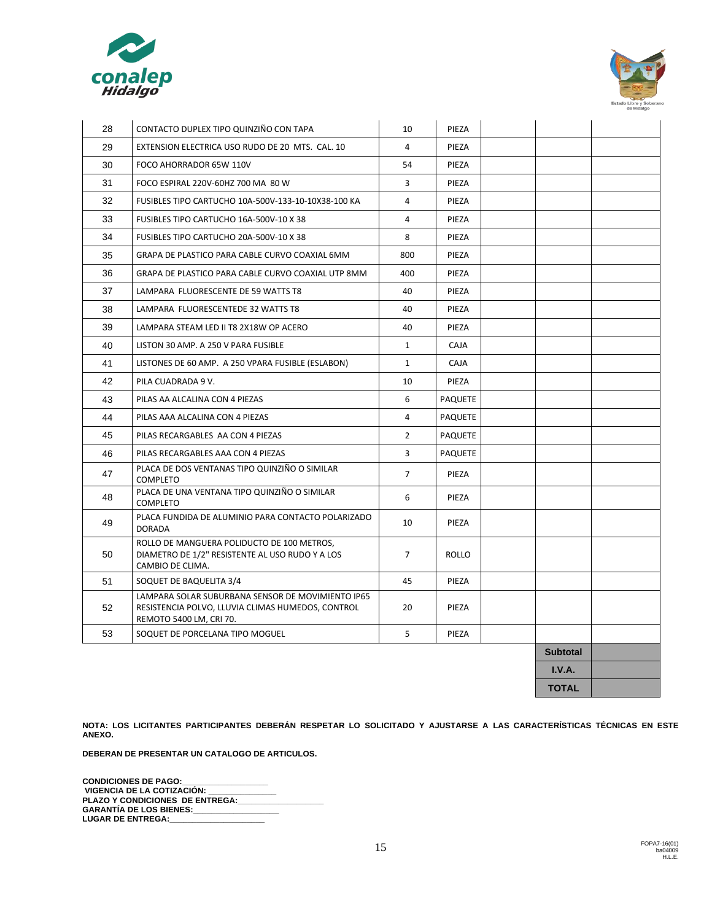| 28 | CONTACTO DUPLEX TIPO QUINZIÑO CON TAPA | 10 | PIEZA | | | |
|---|---|---|---|---|---|---|
| 29 | EXTENSION ELECTRICA USO RUDO DE 20 MTS. CAL. 10 | 4 | PIEZA | | | |
| 30 | FOCO AHORRADOR 65W 110V | 54 | PIEZA | | | |
| 31 | FOCO ESPIRAL 220V-60HZ 700 MA 80 W | 3 | PIEZA | | | |
| 32 | FUSIBLES TIPO CARTUCHO 10A-500V-133-10-10X38-100 KA | 4 | PIEZA | | | |
| 33 | FUSIBLES TIPO CARTUCHO 16A-500V-10 X 38 | 4 | PIEZA | | | |
| 34 | FUSIBLES TIPO CARTUCHO 20A-500V-10 X 38 | 8 | PIEZA | | | |
| 35 | GRAPA DE PLASTICO PARA CABLE CURVO COAXIAL 6MM | 800 | PIEZA | | | |
| 36 | GRAPA DE PLASTICO PARA CABLE CURVO COAXIAL UTP 8MM | 400 | PIEZA | | | |
| 37 | LAMPARA FLUORESCENTE DE 59 WATTS T8 | 40 | PIEZA | | | |
| 38 | LAMPARA FLUORESCENTEDE 32 WATTS T8 | 40 | PIEZA | | | |
| 39 | LAMPARA STEAM LED II T8 2X18W OP ACERO | 40 | PIEZA | | | |
| 40 | LISTON 30 AMP. A 250 V PARA FUSIBLE | 1 | CAJA | | | |
| 41 | LISTONES DE 60 AMP. A 250 VPARA FUSIBLE (ESLABON) | 1 | CAJA | | | |
| 42 | PILA CUADRADA 9 V. | 10 | PIEZA | | | |
| 43 | PILAS AA ALCALINA CON 4 PIEZAS | 6 | PAQUETE | | | |
| 44 | PILAS AAA ALCALINA CON 4 PIEZAS | 4 | PAQUETE | | | |
| 45 | PILAS RECARGABLES AA CON 4 PIEZAS | 2 | PAQUETE | | | |
| 46 | PILAS RECARGABLES AAA CON 4 PIEZAS | 3 | PAQUETE | | | |
| 47 | PLACA DE DOS VENTANAS TIPO QUINZIÑO O SIMILAR COMPLETO | 7 | PIEZA | | | |
| 48 | PLACA DE UNA VENTANA TIPO QUINZIÑO O SIMILAR COMPLETO | 6 | PIEZA | | | |
| 49 | PLACA FUNDIDA DE ALUMINIO PARA CONTACTO POLARIZADO DORADA | 10 | PIEZA | | | |
| 50 | ROLLO DE MANGUERA POLIDUCTO DE 100 METROS, DIAMETRO DE 1/2" RESISTENTE AL USO RUDO Y A LOS CAMBIO DE CLIMA. | 7 | ROLLO | | | |
| 51 | SOQUET DE BAQUELITA 3/4 | 45 | PIEZA | | | |
| 52 | LAMPARA SOLAR SUBURBANA SENSOR DE MOVIMIENTO IP65 RESISTENCIA POLVO, LLUVIA CLIMAS HUMEDOS, CONTROL REMOTO 5400 LM, CRI 70. | 20 | PIEZA | | | |
| 53 | SOQUET DE PORCELANA TIPO MOGUEL | 5 | PIEZA | | | |
| | | | | | **Subtotal** | |
| | | | | | **I.V.A.** | |
| | | | | | **TOTAL** | |

**NOTA: LOS LICITANTES PARTICIPANTES DEBERÁN RESPETAR LO SOLICITADO Y AJUSTARSE A LAS CARACTERÍSTICAS TÉCNICAS EN ESTE ANEXO.**

**DEBERAN DE PRESENTAR UN CATALOGO DE ARTICULOS.**

**CONDICIONES DE PAGO:\_\_\_\_\_\_\_\_\_\_\_\_\_\_\_\_\_\_**
**VIGENCIA DE LA COTIZACIÓN: \_\_\_\_\_\_\_\_\_\_\_\_\_\_**
**PLAZO Y CONDICIONES DE ENTREGA:\_\_\_\_\_\_\_\_\_\_\_\_\_\_\_\_\_\_**
**GARANTÍA DE LOS BIENES:\_\_\_\_\_\_\_\_\_\_\_\_\_\_\_\_\_\_**
**LUGAR DE ENTREGA:\_\_\_\_\_\_\_\_\_\_\_\_\_\_\_\_\_\_\_\_**

FOPA7-16(01)
ba04009
H.L.E.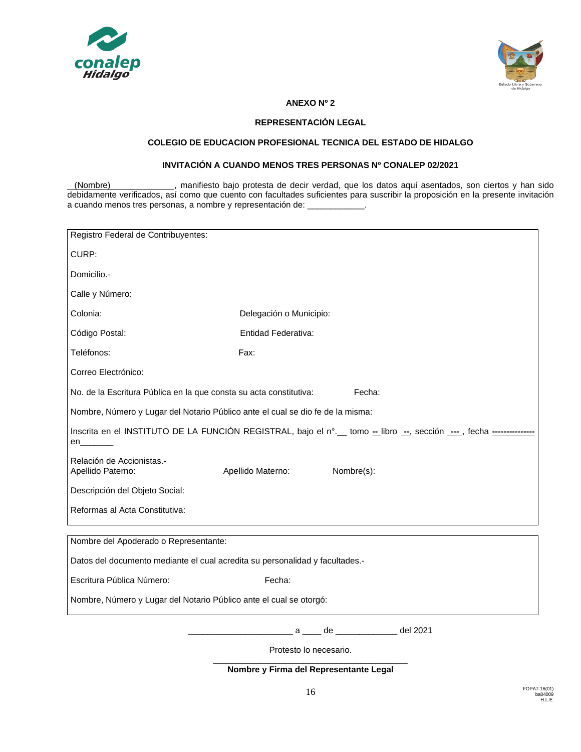**ANEXO Nº 2**

**REPRESENTACIÓN LEGAL**

**COLEGIO DE EDUCACION PROFESIONAL TECNICA DEL ESTADO DE HIDALGO**

**INVITACIÓN A CUANDO MENOS TRES PERSONAS Nº CONALEP 02/2021**

__(Nombre)_____________, manifiesto bajo protesta de decir verdad, que los datos aquí asentados, son ciertos y han sido debidamente verificados, así como que cuento con facultades suficientes para suscribir la proposición en la presente invitación a cuando menos tres personas, a nombre y representación de: ____________.

Registro Federal de Contribuyentes:

CURP:

Domicilio.-

Calle y Número:

Colonia: Delegación o Municipio:

Código Postal: Entidad Federativa:

Teléfonos: Fax:

Correo Electrónico:

No. de la Escritura Pública en la que consta su acta constitutiva: Fecha:

Nombre, Número y Lugar del Notario Público ante el cual se dio fe de la misma:

Inscrita en el INSTITUTO DE LA FUNCIÓN REGISTRAL, bajo el n°.__ tomo -- libro --, sección --- , fecha -------------- en_______

Relación de Accionistas.-
Apellido Paterno: Apellido Materno: Nombre(s):

Descripción del Objeto Social:

Reformas al Acta Constitutiva:

Nombre del Apoderado o Representante:

Datos del documento mediante el cual acredita su personalidad y facultades.-

Escritura Pública Número: Fecha:

Nombre, Número y Lugar del Notario Público ante el cual se otorgó:

______________________ a ____ de _____________ del 2021

Protesto lo necesario.

_________________________________________

**Nombre y Firma del Representante Legal**

FOPA7-16(01)
ba04009
H.L.E.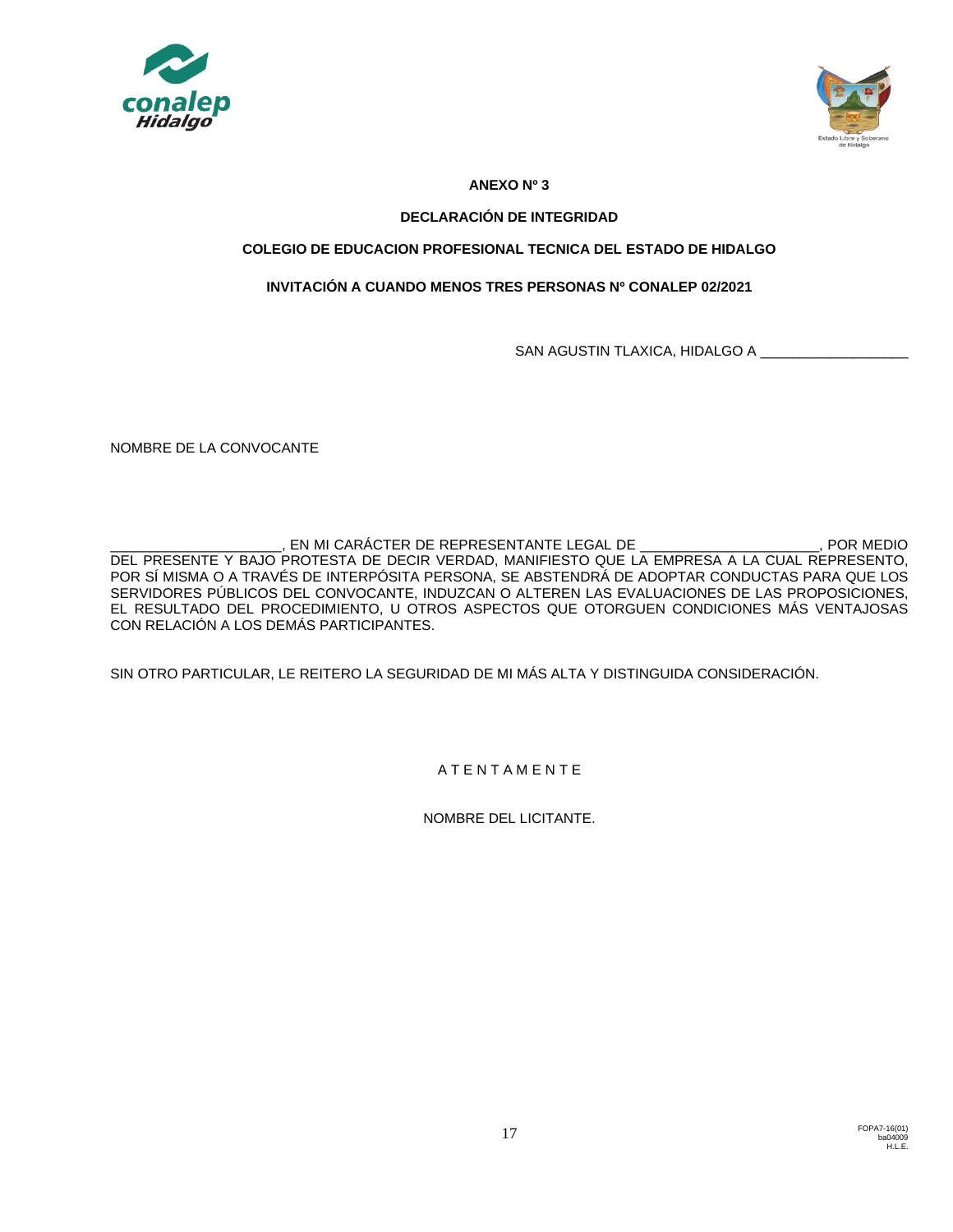**ANEXO Nº 3**

**DECLARACIÓN DE INTEGRIDAD**

**COLEGIO DE EDUCACION PROFESIONAL TECNICA DEL ESTADO DE HIDALGO**

**INVITACIÓN A CUANDO MENOS TRES PERSONAS Nº CONALEP 02/2021**

SAN AGUSTIN TLAXICA, HIDALGO A ___________________

NOMBRE DE LA CONVOCANTE

_____________________, EN MI CARÁCTER DE REPRESENTANTE LEGAL DE ______________________, POR MEDIO DEL PRESENTE Y BAJO PROTESTA DE DECIR VERDAD, MANIFIESTO QUE LA EMPRESA A LA CUAL REPRESENTO, POR SÍ MISMA O A TRAVÉS DE INTERPÓSITA PERSONA, SE ABSTENDRÁ DE ADOPTAR CONDUCTAS PARA QUE LOS SERVIDORES PÚBLICOS DEL CONVOCANTE, INDUZCAN O ALTEREN LAS EVALUACIONES DE LAS PROPOSICIONES, EL RESULTADO DEL PROCEDIMIENTO, U OTROS ASPECTOS QUE OTORGUEN CONDICIONES MÁS VENTAJOSAS CON RELACIÓN A LOS DEMÁS PARTICIPANTES.

SIN OTRO PARTICULAR, LE REITERO LA SEGURIDAD DE MI MÁS ALTA Y DISTINGUIDA CONSIDERACIÓN.

A T E N T A M E N T E

NOMBRE DEL LICITANTE.

FOPA7-16(01)
ba04009
H.L.E.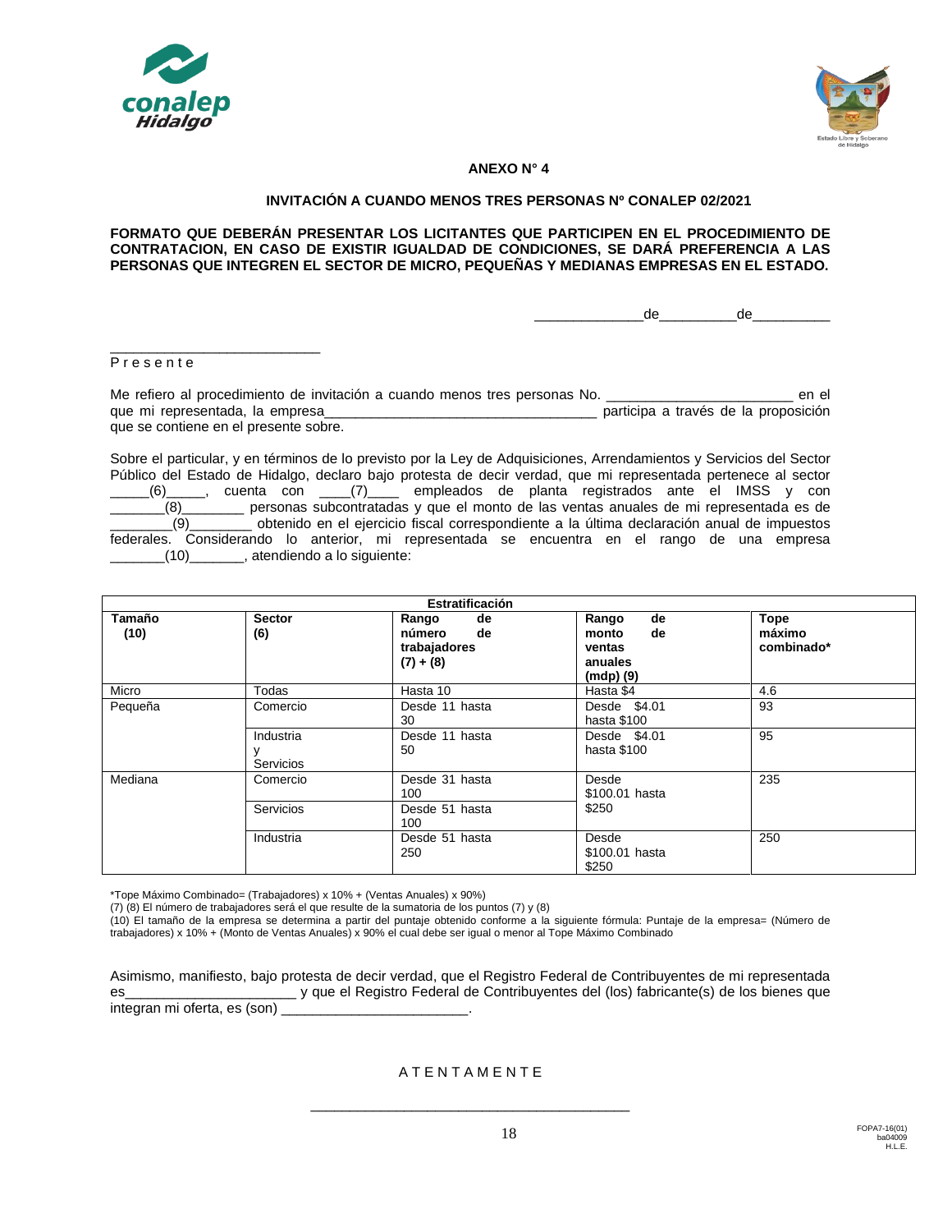**ANEXO N° 4**

**INVITACIÓN A CUANDO MENOS TRES PERSONAS Nº CONALEP 02/2021**

**FORMATO QUE DEBERÁN PRESENTAR LOS LICITANTES QUE PARTICIPEN EN EL PROCEDIMIENTO DE CONTRATACION, EN CASO DE EXISTIR IGUALDAD DE CONDICIONES, SE DARÁ PREFERENCIA A LAS PERSONAS QUE INTEGREN EL SECTOR DE MICRO, PEQUEÑAS Y MEDIANAS EMPRESAS EN EL ESTADO.**

______________de__________de__________

___________________________
P r e s e n t e

Me refiero al procedimiento de invitación a cuando menos tres personas No. ________________________ en el que mi representada, la empresa___________________________________ participa a través de la proposición que se contiene en el presente sobre.

Sobre el particular, y en términos de lo previsto por la Ley de Adquisiciones, Arrendamientos y Servicios del Sector Público del Estado de Hidalgo, declaro bajo protesta de decir verdad, que mi representada pertenece al sector _____(6)_____, cuenta con ____(7)____ empleados de planta registrados ante el IMSS y con _______(8)________ personas subcontratadas y que el monto de las ventas anuales de mi representada es de ________(9)________ obtenido en el ejercicio fiscal correspondiente a la última declaración anual de impuestos federales. Considerando lo anterior, mi representada se encuentra en el rango de una empresa _______(10)_______, atendiendo a lo siguiente:

| Estratificación | | | | |
|---|---|---|---|---|
| **Tamaño (10)** | **Sector (6)** | **Rango de número de trabajadores (7) + (8)** | **Rango de monto de ventas anuales (mdp) (9)** | **Tope máximo combinado*** |
| Micro | Todas | Hasta 10 | Hasta $4 | 4.6 |
| Pequeña | Comercio | Desde 11 hasta 30 | Desde $4.01 hasta $100 | 93 |
| | Industria y Servicios | Desde 11 hasta 50 | Desde $4.01 hasta $100 | 95 |
| Mediana | Comercio | Desde 31 hasta 100 | Desde $100.01 hasta $250 | 235 |
| | Servicios | Desde 51 hasta 100 | | |
| | Industria | Desde 51 hasta 250 | Desde $100.01 hasta $250 | 250 |

*Tope Máximo Combinado= (Trabajadores) x 10% + (Ventas Anuales) x 90%)
(7) (8) El número de trabajadores será el que resulte de la sumatoria de los puntos (7) y (8)
(10) El tamaño de la empresa se determina a partir del puntaje obtenido conforme a la siguiente fórmula: Puntaje de la empresa= (Número de trabajadores) x 10% + (Monto de Ventas Anuales) x 90% el cual debe ser igual o menor al Tope Máximo Combinado

Asimismo, manifiesto, bajo protesta de decir verdad, que el Registro Federal de Contribuyentes de mi representada es______________________ y que el Registro Federal de Contribuyentes del (los) fabricante(s) de los bienes que integran mi oferta, es (son) ________________________.

A T E N T A M E N T E

_________________________________________

FOPA7-16(01)
ba04009
H.L.E.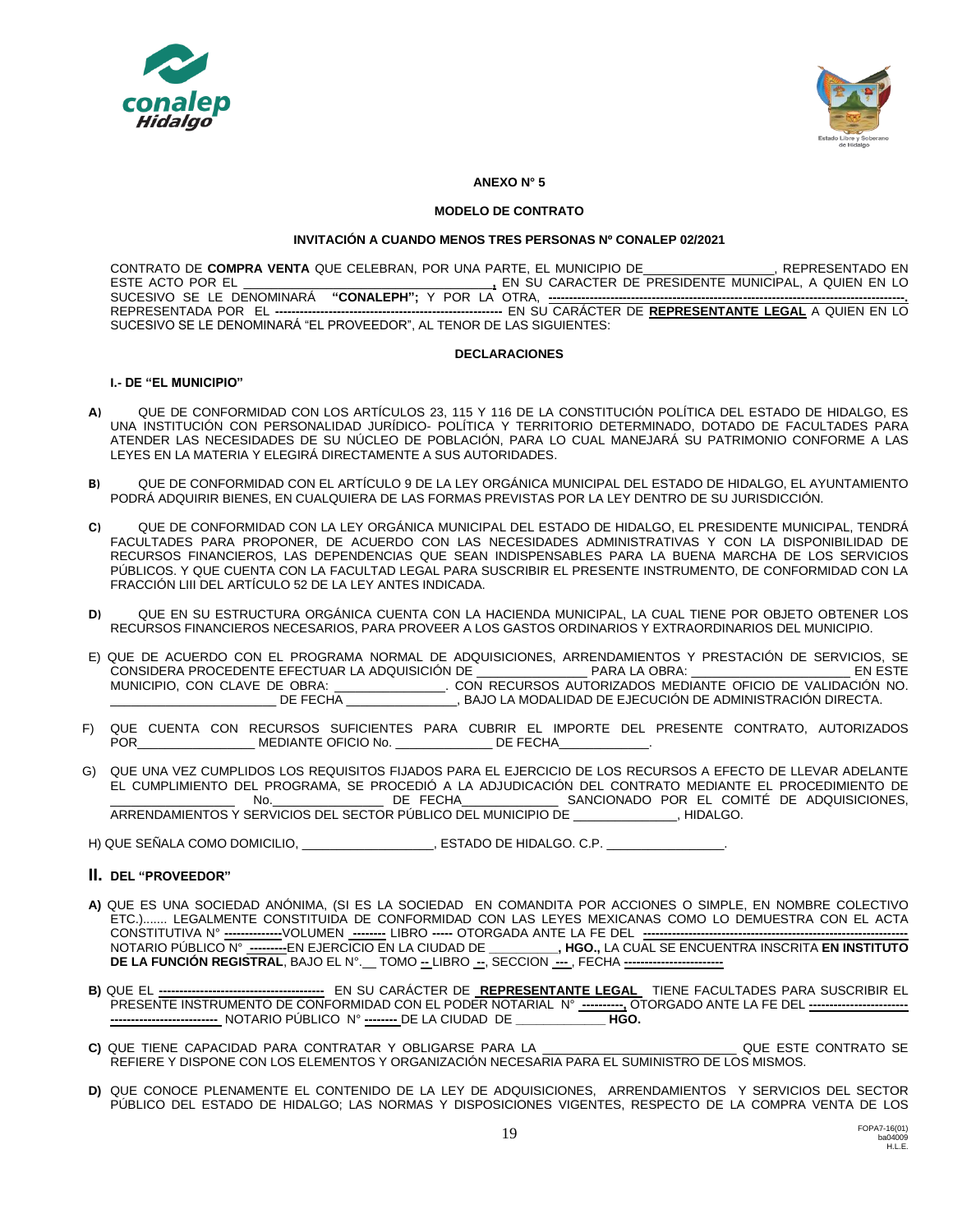**ANEXO N° 5**

**MODELO DE CONTRATO**

**INVITACIÓN A CUANDO MENOS TRES PERSONAS Nº CONALEP 02/2021**

CONTRATO DE **COMPRA VENTA** QUE CELEBRAN, POR UNA PARTE, EL MUNICIPIO DE__________________, REPRESENTADO EN ESTE ACTO POR EL __________________________________, EN SU CARACTER DE PRESIDENTE MUNICIPAL, A QUIEN EN LO SUCESIVO SE LE DENOMINARÁ **"CONALEPH";** Y POR LA OTRA, ----------------------------------------------------------------------------------. REPRESENTADA POR EL ------------------------------------------------------ EN SU CARÁCTER DE **REPRESENTANTE LEGAL** A QUIEN EN LO SUCESIVO SE LE DENOMINARÁ "EL PROVEEDOR", AL TENOR DE LAS SIGUIENTES:

**DECLARACIONES**

**I.- DE "EL MUNICIPIO"**

**A)** QUE DE CONFORMIDAD CON LOS ARTÍCULOS 23, 115 Y 116 DE LA CONSTITUCIÓN POLÍTICA DEL ESTADO DE HIDALGO, ES UNA INSTITUCIÓN CON PERSONALIDAD JURÍDICO- POLÍTICA Y TERRITORIO DETERMINADO, DOTADO DE FACULTADES PARA ATENDER LAS NECESIDADES DE SU NÚCLEO DE POBLACIÓN, PARA LO CUAL MANEJARÁ SU PATRIMONIO CONFORME A LAS LEYES EN LA MATERIA Y ELEGIRÁ DIRECTAMENTE A SUS AUTORIDADES.

**B)** QUE DE CONFORMIDAD CON EL ARTÍCULO 9 DE LA LEY ORGÁNICA MUNICIPAL DEL ESTADO DE HIDALGO, EL AYUNTAMIENTO PODRÁ ADQUIRIR BIENES, EN CUALQUIERA DE LAS FORMAS PREVISTAS POR LA LEY DENTRO DE SU JURISDICCIÓN.

**C)** QUE DE CONFORMIDAD CON LA LEY ORGÁNICA MUNICIPAL DEL ESTADO DE HIDALGO, EL PRESIDENTE MUNICIPAL, TENDRÁ FACULTADES PARA PROPONER, DE ACUERDO CON LAS NECESIDADES ADMINISTRATIVAS Y CON LA DISPONIBILIDAD DE RECURSOS FINANCIEROS, LAS DEPENDENCIAS QUE SEAN INDISPENSABLES PARA LA BUENA MARCHA DE LOS SERVICIOS PÚBLICOS. Y QUE CUENTA CON LA FACULTAD LEGAL PARA SUSCRIBIR EL PRESENTE INSTRUMENTO, DE CONFORMIDAD CON LA FRACCIÓN LIII DEL ARTÍCULO 52 DE LA LEY ANTES INDICADA.

**D)** QUE EN SU ESTRUCTURA ORGÁNICA CUENTA CON LA HACIENDA MUNICIPAL, LA CUAL TIENE POR OBJETO OBTENER LOS RECURSOS FINANCIEROS NECESARIOS, PARA PROVEER A LOS GASTOS ORDINARIOS Y EXTRAORDINARIOS DEL MUNICIPIO.

E) QUE DE ACUERDO CON EL PROGRAMA NORMAL DE ADQUISICIONES, ARRENDAMIENTOS Y PRESTACIÓN DE SERVICIOS, SE CONSIDERA PROCEDENTE EFECTUAR LA ADQUISICIÓN DE _______________ PARA LA OBRA: ______________________ EN ESTE MUNICIPIO, CON CLAVE DE OBRA: _______________. CON RECURSOS AUTORIZADOS MEDIANTE OFICIO DE VALIDACIÓN NO. ________________________ DE FECHA _______________, BAJO LA MODALIDAD DE EJECUCIÓN DE ADMINISTRACIÓN DIRECTA.

F) QUE CUENTA CON RECURSOS SUFICIENTES PARA CUBRIR EL IMPORTE DEL PRESENTE CONTRATO, AUTORIZADOS POR_________________ MEDIANTE OFICIO No. _____________ DE FECHA____________.

G) QUE UNA VEZ CUMPLIDOS LOS REQUISITOS FIJADOS PARA EL EJERCICIO DE LOS RECURSOS A EFECTO DE LLEVAR ADELANTE EL CUMPLIMIENTO DEL PROGRAMA, SE PROCEDIÓ A LA ADJUDICACIÓN DEL CONTRATO MEDIANTE EL PROCEDIMIENTO DE _________________ No._______________ DE FECHA_____________ SANCIONADO POR EL COMITÉ DE ADQUISICIONES, ARRENDAMIENTOS Y SERVICIOS DEL SECTOR PÚBLICO DEL MUNICIPIO DE ______________, HIDALGO.

H) QUE SEÑALA COMO DOMICILIO, __________________, ESTADO DE HIDALGO. C.P. ________________.

## II. DEL "PROVEEDOR"

**A)** QUE ES UNA SOCIEDAD ANÓNIMA, (SI ES LA SOCIEDAD EN COMANDITA POR ACCIONES O SIMPLE, EN NOMBRE COLECTIVO ETC.)....... LEGALMENTE CONSTITUIDA DE CONFORMIDAD CON LAS LEYES MEXICANAS COMO LO DEMUESTRA CON EL ACTA CONSTITUTIVA N° -------------VOLUMEN -------- LIBRO ----- OTORGADA ANTE LA FE DEL --------------------------------------------------------------- NOTARIO PÚBLICO N° ---------EN EJERCICIO EN LA CIUDAD DE __________**, HGO.,** LA CUAL SE ENCUENTRA INSCRITA **EN INSTITUTO DE LA FUNCIÓN REGISTRAL**, BAJO EL N°.__ TOMO -- LIBRO --, SECCION ---, FECHA -----------------------

**B)** QUE EL ---------------------------------------- EN SU CARÁCTER DE **REPRESENTANTE LEGAL** TIENE FACULTADES PARA SUSCRIBIR EL PRESENTE INSTRUMENTO DE CONFORMIDAD CON EL PODER NOTARIAL N° ----------, OTORGADO ANTE LA FE DEL ----------------------- ------------------------- NOTARIO PÚBLICO N° -------- DE LA CIUDAD DE _____________ **HGO.**

**C)** QUE TIENE CAPACIDAD PARA CONTRATAR Y OBLIGARSE PARA LA ___________________________ QUE ESTE CONTRATO SE REFIERE Y DISPONE CON LOS ELEMENTOS Y ORGANIZACIÓN NECESARIA PARA EL SUMINISTRO DE LOS MISMOS.

**D)** QUE CONOCE PLENAMENTE EL CONTENIDO DE LA LEY DE ADQUISICIONES, ARRENDAMIENTOS Y SERVICIOS DEL SECTOR PÚBLICO DEL ESTADO DE HIDALGO; LAS NORMAS Y DISPOSICIONES VIGENTES, RESPECTO DE LA COMPRA VENTA DE LOS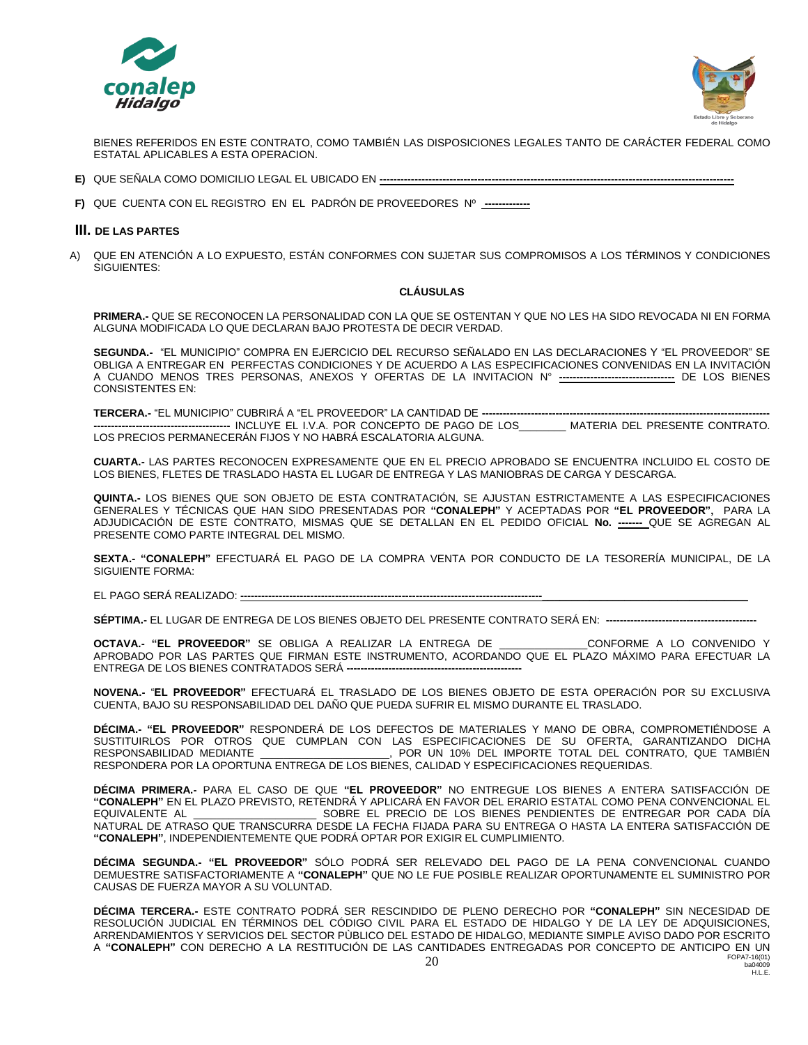BIENES REFERIDOS EN ESTE CONTRATO, COMO TAMBIÉN LAS DISPOSICIONES LEGALES TANTO DE CARÁCTER FEDERAL COMO ESTATAL APLICABLES A ESTA OPERACION.

**E)** QUE SEÑALA COMO DOMICILIO LEGAL EL UBICADO EN ------------------------------------------------------------------------------------------------

**F)** QUE CUENTA CON EL REGISTRO EN EL PADRÓN DE PROVEEDORES Nº ------------

## III. DE LAS PARTES

A) QUE EN ATENCIÓN A LO EXPUESTO, ESTÁN CONFORMES CON SUJETAR SUS COMPROMISOS A LOS TÉRMINOS Y CONDICIONES SIGUIENTES:

### CLÁUSULAS

**PRIMERA.-** QUE SE RECONOCEN LA PERSONALIDAD CON LA QUE SE OSTENTAN Y QUE NO LES HA SIDO REVOCADA NI EN FORMA ALGUNA MODIFICADA LO QUE DECLARAN BAJO PROTESTA DE DECIR VERDAD.

**SEGUNDA.-** "EL MUNICIPIO" COMPRA EN EJERCICIO DEL RECURSO SEÑALADO EN LAS DECLARACIONES Y "EL PROVEEDOR" SE OBLIGA A ENTREGAR EN PERFECTAS CONDICIONES Y DE ACUERDO A LAS ESPECIFICACIONES CONVENIDAS EN LA INVITACIÓN A CUANDO MENOS TRES PERSONAS, ANEXOS Y OFERTAS DE LA INVITACION N° ------------------------------- DE LOS BIENES CONSISTENTES EN:

**TERCERA.-** "EL MUNICIPIO" CUBRIRÁ A "EL PROVEEDOR" LA CANTIDAD DE ------------------------------------------------------------------------------------------------------------------------ INCLUYE EL I.V.A. POR CONCEPTO DE PAGO DE LOS________ MATERIA DEL PRESENTE CONTRATO. LOS PRECIOS PERMANECERÁN FIJOS Y NO HABRÁ ESCALATORIA ALGUNA.

**CUARTA.-** LAS PARTES RECONOCEN EXPRESAMENTE QUE EN EL PRECIO APROBADO SE ENCUENTRA INCLUIDO EL COSTO DE LOS BIENES, FLETES DE TRASLADO HASTA EL LUGAR DE ENTREGA Y LAS MANIOBRAS DE CARGA Y DESCARGA.

**QUINTA.-** LOS BIENES QUE SON OBJETO DE ESTA CONTRATACIÓN, SE AJUSTAN ESTRICTAMENTE A LAS ESPECIFICACIONES GENERALES Y TÉCNICAS QUE HAN SIDO PRESENTADAS POR **"CONALEPH"** Y ACEPTADAS POR **"EL PROVEEDOR",** PARA LA ADJUDICACIÓN DE ESTE CONTRATO, MISMAS QUE SE DETALLAN EN EL PEDIDO OFICIAL **No. -------** QUE SE AGREGAN AL PRESENTE COMO PARTE INTEGRAL DEL MISMO.

**SEXTA.- "CONALEPH"** EFECTUARÁ EL PAGO DE LA COMPRA VENTA POR CONDUCTO DE LA TESORERÍA MUNICIPAL, DE LA SIGUIENTE FORMA:

EL PAGO SERÁ REALIZADO: ------------------------------------------------------------------------------------------

**SÉPTIMA.-** EL LUGAR DE ENTREGA DE LOS BIENES OBJETO DEL PRESENTE CONTRATO SERÁ EN: --------------------------------------------

**OCTAVA.- "EL PROVEEDOR"** SE OBLIGA A REALIZAR LA ENTREGA DE ______________CONFORME A LO CONVENIDO Y APROBADO POR LAS PARTES QUE FIRMAN ESTE INSTRUMENTO, ACORDANDO QUE EL PLAZO MÁXIMO PARA EFECTUAR LA ENTREGA DE LOS BIENES CONTRATADOS SERÁ --------------------------------------------------

**NOVENA.-** "**EL PROVEEDOR"** EFECTUARÁ EL TRASLADO DE LOS BIENES OBJETO DE ESTA OPERACIÓN POR SU EXCLUSIVA CUENTA, BAJO SU RESPONSABILIDAD DEL DAÑO QUE PUEDA SUFRIR EL MISMO DURANTE EL TRASLADO.

**DÉCIMA.- "EL PROVEEDOR"** RESPONDERÁ DE LOS DEFECTOS DE MATERIALES Y MANO DE OBRA, COMPROMETIÉNDOSE A SUSTITUIRLOS POR OTROS QUE CUMPLAN CON LAS ESPECIFICACIONES DE SU OFERTA, GARANTIZANDO DICHA RESPONSABILIDAD MEDIANTE _____________________, POR UN 10% DEL IMPORTE TOTAL DEL CONTRATO, QUE TAMBIÉN RESPONDERA POR LA OPORTUNA ENTREGA DE LOS BIENES, CALIDAD Y ESPECIFICACIONES REQUERIDAS.

**DÉCIMA PRIMERA.-** PARA EL CASO DE QUE **"EL PROVEEDOR"** NO ENTREGUE LOS BIENES A ENTERA SATISFACCIÓN DE **"CONALEPH"** EN EL PLAZO PREVISTO, RETENDRÁ Y APLICARÁ EN FAVOR DEL ERARIO ESTATAL COMO PENA CONVENCIONAL EL EQUIVALENTE AL ____________________ SOBRE EL PRECIO DE LOS BIENES PENDIENTES DE ENTREGAR POR CADA DÍA NATURAL DE ATRASO QUE TRANSCURRA DESDE LA FECHA FIJADA PARA SU ENTREGA O HASTA LA ENTERA SATISFACCIÓN DE **"CONALEPH"**, INDEPENDIENTEMENTE QUE PODRÁ OPTAR POR EXIGIR EL CUMPLIMIENTO.

**DÉCIMA SEGUNDA.- "EL PROVEEDOR"** SÓLO PODRÁ SER RELEVADO DEL PAGO DE LA PENA CONVENCIONAL CUANDO DEMUESTRE SATISFACTORIAMENTE A **"CONALEPH"** QUE NO LE FUE POSIBLE REALIZAR OPORTUNAMENTE EL SUMINISTRO POR CAUSAS DE FUERZA MAYOR A SU VOLUNTAD.

**DÉCIMA TERCERA.-** ESTE CONTRATO PODRÁ SER RESCINDIDO DE PLENO DERECHO POR **"CONALEPH"** SIN NECESIDAD DE RESOLUCIÓN JUDICIAL EN TÉRMINOS DEL CÓDIGO CIVIL PARA EL ESTADO DE HIDALGO Y DE LA LEY DE ADQUISICIONES, ARRENDAMIENTOS Y SERVICIOS DEL SECTOR PÙBLICO DEL ESTADO DE HIDALGO, MEDIANTE SIMPLE AVISO DADO POR ESCRITO A **"CONALEPH"** CON DERECHO A LA RESTITUCIÓN DE LAS CANTIDADES ENTREGADAS POR CONCEPTO DE ANTICIPO EN UN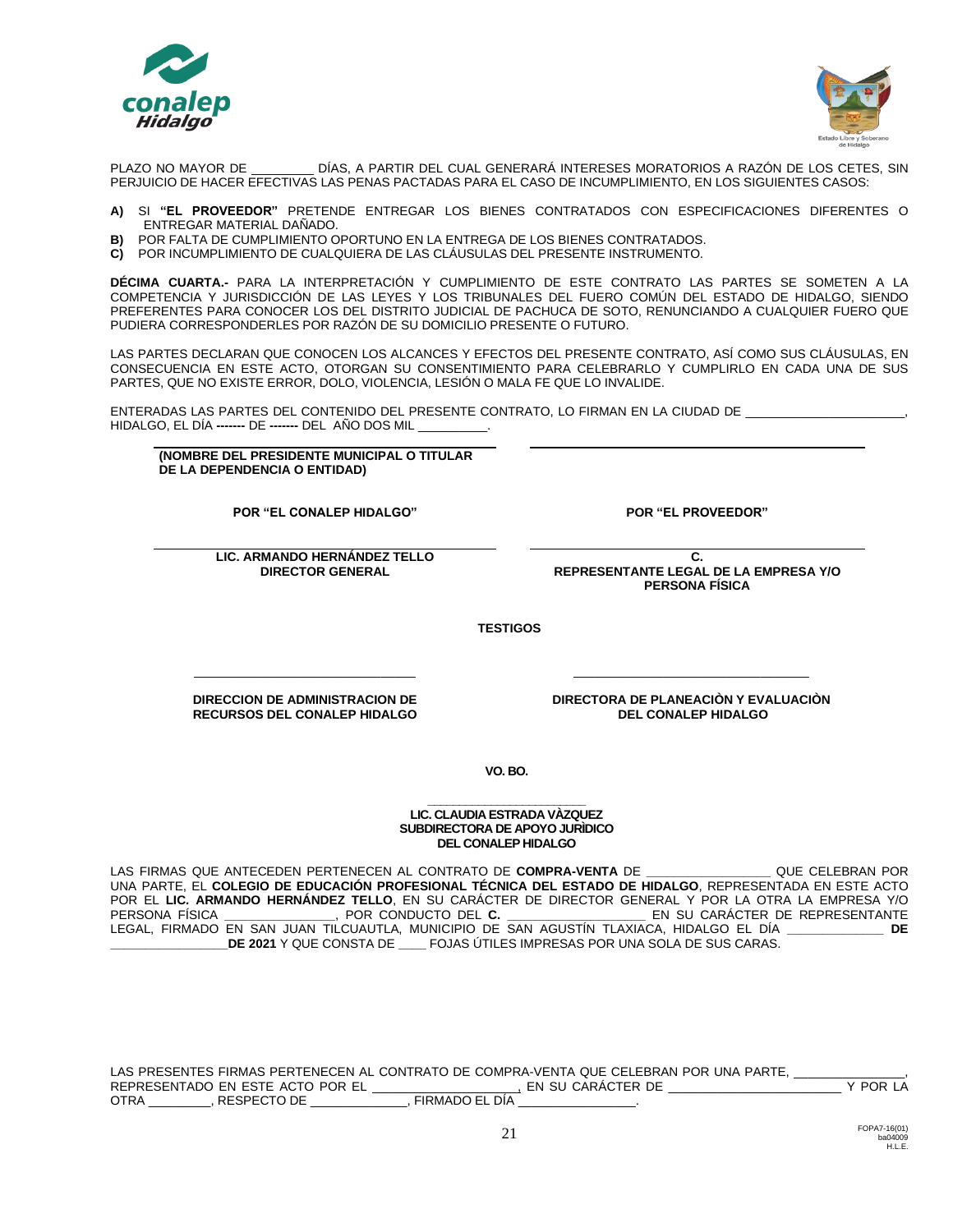PLAZO NO MAYOR DE _________ DÍAS, A PARTIR DEL CUAL GENERARÁ INTERESES MORATORIOS A RAZÓN DE LOS CETES, SIN PERJUICIO DE HACER EFECTIVAS LAS PENAS PACTADAS PARA EL CASO DE INCUMPLIMIENTO, EN LOS SIGUIENTES CASOS:

**A)** SI **"EL PROVEEDOR"** PRETENDE ENTREGAR LOS BIENES CONTRATADOS CON ESPECIFICACIONES DIFERENTES O ENTREGAR MATERIAL DAÑADO.
**B)** POR FALTA DE CUMPLIMIENTO OPORTUNO EN LA ENTREGA DE LOS BIENES CONTRATADOS.
**C)** POR INCUMPLIMIENTO DE CUALQUIERA DE LAS CLÁUSULAS DEL PRESENTE INSTRUMENTO.

**DÉCIMA CUARTA.-** PARA LA INTERPRETACIÓN Y CUMPLIMIENTO DE ESTE CONTRATO LAS PARTES SE SOMETEN A LA COMPETENCIA Y JURISDICCIÓN DE LAS LEYES Y LOS TRIBUNALES DEL FUERO COMÚN DEL ESTADO DE HIDALGO, SIENDO PREFERENTES PARA CONOCER LOS DEL DISTRITO JUDICIAL DE PACHUCA DE SOTO, RENUNCIANDO A CUALQUIER FUERO QUE PUDIERA CORRESPONDERLES POR RAZÓN DE SU DOMICILIO PRESENTE O FUTURO.

LAS PARTES DECLARAN QUE CONOCEN LOS ALCANCES Y EFECTOS DEL PRESENTE CONTRATO, ASÍ COMO SUS CLÁUSULAS, EN CONSECUENCIA EN ESTE ACTO, OTORGAN SU CONSENTIMIENTO PARA CELEBRARLO Y CUMPLIRLO EN CADA UNA DE SUS PARTES, QUE NO EXISTE ERROR, DOLO, VIOLENCIA, LESIÓN O MALA FE QUE LO INVALIDE.

ENTERADAS LAS PARTES DEL CONTENIDO DEL PRESENTE CONTRATO, LO FIRMAN EN LA CIUDAD DE _______________________, HIDALGO, EL DÍA ------- DE ------- DEL AÑO DOS MIL __________.

**(NOMBRE DEL PRESIDENTE MUNICIPAL O TITULAR DE LA DEPENDENCIA O ENTIDAD)**

**POR "EL CONALEP HIDALGO"**

**LIC. ARMANDO HERNÁNDEZ TELLO**
**DIRECTOR GENERAL**

**POR "EL PROVEEDOR"**

**C.**
**REPRESENTANTE LEGAL DE LA EMPRESA Y/O PERSONA FÍSICA**

**TESTIGOS**

**DIRECCION DE ADMINISTRACION DE RECURSOS DEL CONALEP HIDALGO**

**DIRECTORA DE PLANEACIÒN Y EVALUACIÒN DEL CONALEP HIDALGO**

**VO. BO.**

**LIC. CLAUDIA ESTRADA VÀZQUEZ**
**SUBDIRECTORA DE APOYO JURÌDICO**
**DEL CONALEP HIDALGO**

LAS FIRMAS QUE ANTECEDEN PERTENECEN AL CONTRATO DE **COMPRA-VENTA** DE _________________ QUE CELEBRAN POR UNA PARTE, EL **COLEGIO DE EDUCACIÓN PROFESIONAL TÉCNICA DEL ESTADO DE HIDALGO**, REPRESENTADA EN ESTE ACTO POR EL **LIC. ARMANDO HERNÁNDEZ TELLO**, EN SU CARÁCTER DE DIRECTOR GENERAL Y POR LA OTRA LA EMPRESA Y/O PERSONA FÍSICA ________________, POR CONDUCTO DEL **C.** ___________________ EN SU CARÁCTER DE REPRESENTANTE LEGAL, FIRMADO EN SAN JUAN TILCUAUTLA, MUNICIPIO DE SAN AGUSTÍN TLAXIACA, HIDALGO EL DÍA ______________ **DE _________________DE 2021** Y QUE CONSTA DE ____ FOJAS ÚTILES IMPRESAS POR UNA SOLA DE SUS CARAS.

LAS PRESENTES FIRMAS PERTENECEN AL CONTRATO DE COMPRA-VENTA QUE CELEBRAN POR UNA PARTE, _______________, REPRESENTADO EN ESTE ACTO POR EL ____________________, EN SU CARÁCTER DE ________________________ Y POR LA OTRA _________, RESPECTO DE ______________, FIRMADO EL DÍA ________________.

FOPA7-16(01)
ba04009
H.L.E.